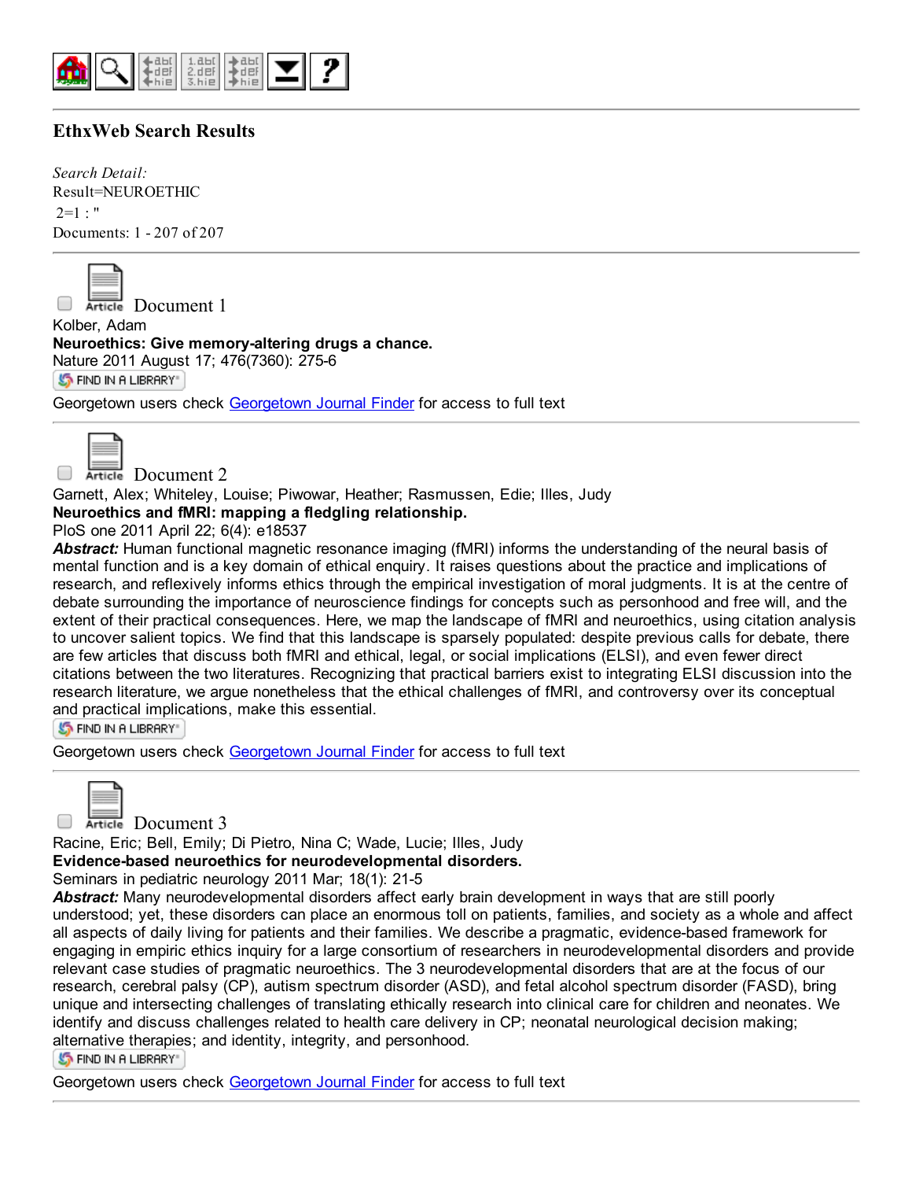## EthxWeb Search Results

*Search Detail:*
Result=NEUROETHIC
2=1 : "
Documents: 1 - 207 of 207

---

Document 1
Kolber, Adam
**Neuroethics: Give memory-altering drugs a chance.**
Nature 2011 August 17; 476(7360): 275-6
FIND IN A LIBRARY
Georgetown users check Georgetown Journal Finder for access to full text

---

Document 2
Garnett, Alex; Whiteley, Louise; Piwowar, Heather; Rasmussen, Edie; Illes, Judy
**Neuroethics and fMRI: mapping a fledgling relationship.**
PloS one 2011 April 22; 6(4): e18537
***Abstract:*** Human functional magnetic resonance imaging (fMRI) informs the understanding of the neural basis of mental function and is a key domain of ethical enquiry. It raises questions about the practice and implications of research, and reflexively informs ethics through the empirical investigation of moral judgments. It is at the centre of debate surrounding the importance of neuroscience findings for concepts such as personhood and free will, and the extent of their practical consequences. Here, we map the landscape of fMRI and neuroethics, using citation analysis to uncover salient topics. We find that this landscape is sparsely populated: despite previous calls for debate, there are few articles that discuss both fMRI and ethical, legal, or social implications (ELSI), and even fewer direct citations between the two literatures. Recognizing that practical barriers exist to integrating ELSI discussion into the research literature, we argue nonetheless that the ethical challenges of fMRI, and controversy over its conceptual and practical implications, make this essential.
FIND IN A LIBRARY
Georgetown users check Georgetown Journal Finder for access to full text

---

Document 3
Racine, Eric; Bell, Emily; Di Pietro, Nina C; Wade, Lucie; Illes, Judy
**Evidence-based neuroethics for neurodevelopmental disorders.**
Seminars in pediatric neurology 2011 Mar; 18(1): 21-5
***Abstract:*** Many neurodevelopmental disorders affect early brain development in ways that are still poorly understood; yet, these disorders can place an enormous toll on patients, families, and society as a whole and affect all aspects of daily living for patients and their families. We describe a pragmatic, evidence-based framework for engaging in empiric ethics inquiry for a large consortium of researchers in neurodevelopmental disorders and provide relevant case studies of pragmatic neuroethics. The 3 neurodevelopmental disorders that are at the focus of our research, cerebral palsy (CP), autism spectrum disorder (ASD), and fetal alcohol spectrum disorder (FASD), bring unique and intersecting challenges of translating ethically research into clinical care for children and neonates. We identify and discuss challenges related to health care delivery in CP; neonatal neurological decision making; alternative therapies; and identity, integrity, and personhood.
FIND IN A LIBRARY
Georgetown users check Georgetown Journal Finder for access to full text

---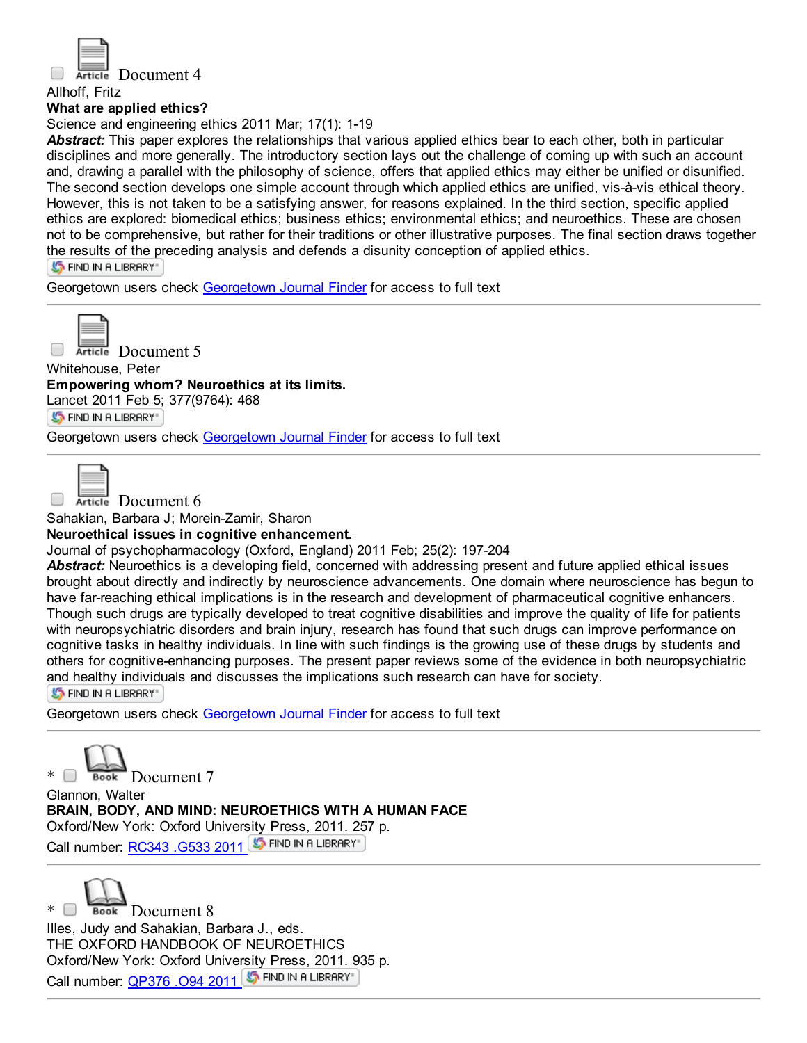Document 4

Allhoff, Fritz

**What are applied ethics?**

Science and engineering ethics 2011 Mar; 17(1): 1-19

***Abstract:*** This paper explores the relationships that various applied ethics bear to each other, both in particular disciplines and more generally. The introductory section lays out the challenge of coming up with such an account and, drawing a parallel with the philosophy of science, offers that applied ethics may either be unified or disunified. The second section develops one simple account through which applied ethics are unified, vis-à-vis ethical theory. However, this is not taken to be a satisfying answer, for reasons explained. In the third section, specific applied ethics are explored: biomedical ethics; business ethics; environmental ethics; and neuroethics. These are chosen not to be comprehensive, but rather for their traditions or other illustrative purposes. The final section draws together the results of the preceding analysis and defends a disunity conception of applied ethics.

FIND IN A LIBRARY

Georgetown users check Georgetown Journal Finder for access to full text

---

Document 5

Whitehouse, Peter

**Empowering whom? Neuroethics at its limits.**

Lancet 2011 Feb 5; 377(9764): 468

FIND IN A LIBRARY

Georgetown users check Georgetown Journal Finder for access to full text

---

Document 6

Sahakian, Barbara J; Morein-Zamir, Sharon

**Neuroethical issues in cognitive enhancement.**

Journal of psychopharmacology (Oxford, England) 2011 Feb; 25(2): 197-204

***Abstract:*** Neuroethics is a developing field, concerned with addressing present and future applied ethical issues brought about directly and indirectly by neuroscience advancements. One domain where neuroscience has begun to have far-reaching ethical implications is in the research and development of pharmaceutical cognitive enhancers. Though such drugs are typically developed to treat cognitive disabilities and improve the quality of life for patients with neuropsychiatric disorders and brain injury, research has found that such drugs can improve performance on cognitive tasks in healthy individuals. In line with such findings is the growing use of these drugs by students and others for cognitive-enhancing purposes. The present paper reviews some of the evidence in both neuropsychiatric and healthy individuals and discusses the implications such research can have for society.

FIND IN A LIBRARY

Georgetown users check Georgetown Journal Finder for access to full text

---

* Document 7

Glannon, Walter

**BRAIN, BODY, AND MIND: NEUROETHICS WITH A HUMAN FACE**

Oxford/New York: Oxford University Press, 2011. 257 p.

Call number: RC343 .G533 2011 FIND IN A LIBRARY

---

* Document 8

Illes, Judy and Sahakian, Barbara J., eds.

THE OXFORD HANDBOOK OF NEUROETHICS

Oxford/New York: Oxford University Press, 2011. 935 p.

Call number: QP376 .O94 2011 FIND IN A LIBRARY

---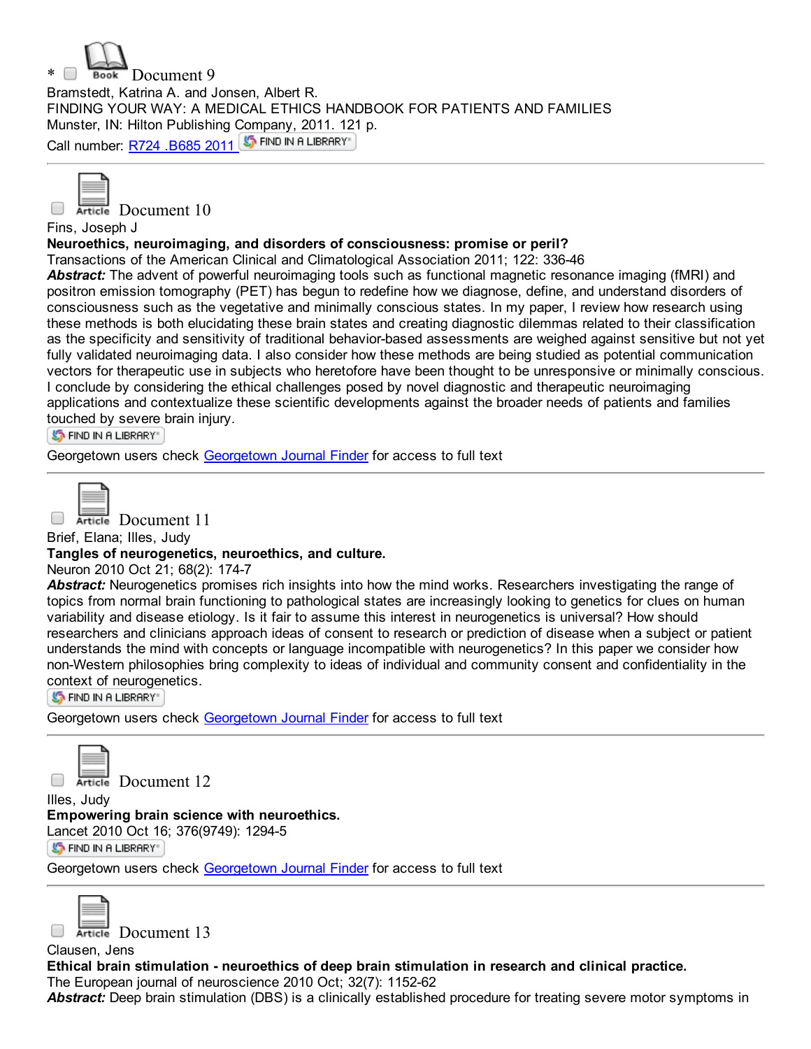\* Book Document 9
Bramstedt, Katrina A. and Jonsen, Albert R.
FINDING YOUR WAY: A MEDICAL ETHICS HANDBOOK FOR PATIENTS AND FAMILIES
Munster, IN: Hilton Publishing Company, 2011. 121 p.
Call number: R724 .B685 2011 FIND IN A LIBRARY

---

Article Document 10
Fins, Joseph J
**Neuroethics, neuroimaging, and disorders of consciousness: promise or peril?**
Transactions of the American Clinical and Climatological Association 2011; 122: 336-46
***Abstract:*** The advent of powerful neuroimaging tools such as functional magnetic resonance imaging (fMRI) and positron emission tomography (PET) has begun to redefine how we diagnose, define, and understand disorders of consciousness such as the vegetative and minimally conscious states. In my paper, I review how research using these methods is both elucidating these brain states and creating diagnostic dilemmas related to their classification as the specificity and sensitivity of traditional behavior-based assessments are weighed against sensitive but not yet fully validated neuroimaging data. I also consider how these methods are being studied as potential communication vectors for therapeutic use in subjects who heretofore have been thought to be unresponsive or minimally conscious. I conclude by considering the ethical challenges posed by novel diagnostic and therapeutic neuroimaging applications and contextualize these scientific developments against the broader needs of patients and families touched by severe brain injury.
FIND IN A LIBRARY
Georgetown users check Georgetown Journal Finder for access to full text

---

Article Document 11
Brief, Elana; Illes, Judy
**Tangles of neurogenetics, neuroethics, and culture.**
Neuron 2010 Oct 21; 68(2): 174-7
***Abstract:*** Neurogenetics promises rich insights into how the mind works. Researchers investigating the range of topics from normal brain functioning to pathological states are increasingly looking to genetics for clues on human variability and disease etiology. Is it fair to assume this interest in neurogenetics is universal? How should researchers and clinicians approach ideas of consent to research or prediction of disease when a subject or patient understands the mind with concepts or language incompatible with neurogenetics? In this paper we consider how non-Western philosophies bring complexity to ideas of individual and community consent and confidentiality in the context of neurogenetics.
FIND IN A LIBRARY
Georgetown users check Georgetown Journal Finder for access to full text

---

Article Document 12
Illes, Judy
**Empowering brain science with neuroethics.**
Lancet 2010 Oct 16; 376(9749): 1294-5
FIND IN A LIBRARY
Georgetown users check Georgetown Journal Finder for access to full text

---

Article Document 13
Clausen, Jens
**Ethical brain stimulation - neuroethics of deep brain stimulation in research and clinical practice.**
The European journal of neuroscience 2010 Oct; 32(7): 1152-62
***Abstract:*** Deep brain stimulation (DBS) is a clinically established procedure for treating severe motor symptoms in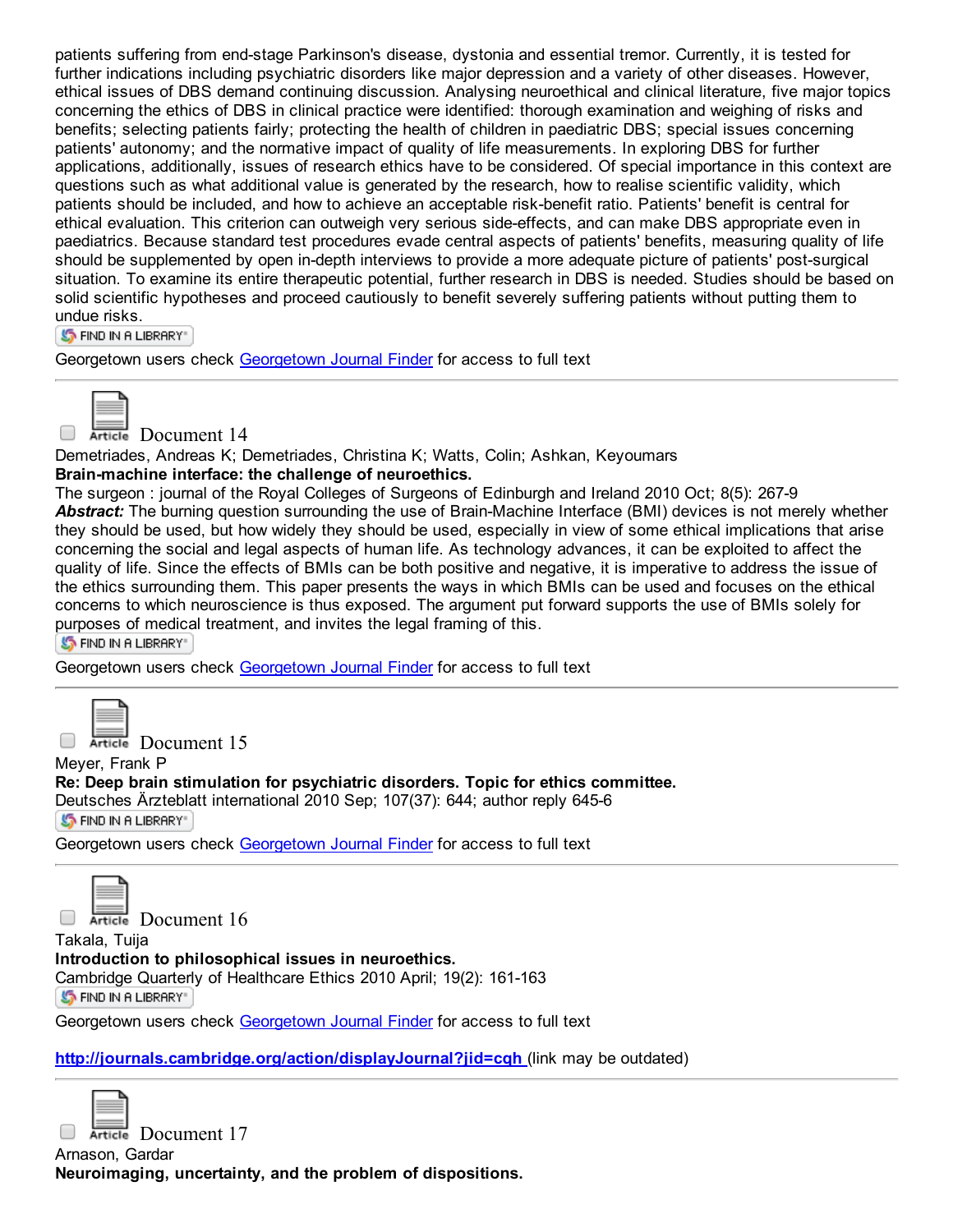patients suffering from end-stage Parkinson's disease, dystonia and essential tremor. Currently, it is tested for further indications including psychiatric disorders like major depression and a variety of other diseases. However, ethical issues of DBS demand continuing discussion. Analysing neuroethical and clinical literature, five major topics concerning the ethics of DBS in clinical practice were identified: thorough examination and weighing of risks and benefits; selecting patients fairly; protecting the health of children in paediatric DBS; special issues concerning patients' autonomy; and the normative impact of quality of life measurements. In exploring DBS for further applications, additionally, issues of research ethics have to be considered. Of special importance in this context are questions such as what additional value is generated by the research, how to realise scientific validity, which patients should be included, and how to achieve an acceptable risk-benefit ratio. Patients' benefit is central for ethical evaluation. This criterion can outweigh very serious side-effects, and can make DBS appropriate even in paediatrics. Because standard test procedures evade central aspects of patients' benefits, measuring quality of life should be supplemented by open in-depth interviews to provide a more adequate picture of patients' post-surgical situation. To examine its entire therapeutic potential, further research in DBS is needed. Studies should be based on solid scientific hypotheses and proceed cautiously to benefit severely suffering patients without putting them to undue risks.

FIND IN A LIBRARY

Georgetown users check Georgetown Journal Finder for access to full text

---

Article Document 14

Demetriades, Andreas K; Demetriades, Christina K; Watts, Colin; Ashkan, Keyoumars

**Brain-machine interface: the challenge of neuroethics.**

The surgeon : journal of the Royal Colleges of Surgeons of Edinburgh and Ireland 2010 Oct; 8(5): 267-9

***Abstract:*** The burning question surrounding the use of Brain-Machine Interface (BMI) devices is not merely whether they should be used, but how widely they should be used, especially in view of some ethical implications that arise concerning the social and legal aspects of human life. As technology advances, it can be exploited to affect the quality of life. Since the effects of BMIs can be both positive and negative, it is imperative to address the issue of the ethics surrounding them. This paper presents the ways in which BMIs can be used and focuses on the ethical concerns to which neuroscience is thus exposed. The argument put forward supports the use of BMIs solely for purposes of medical treatment, and invites the legal framing of this.

FIND IN A LIBRARY

Georgetown users check Georgetown Journal Finder for access to full text

---

Article Document 15

Meyer, Frank P

**Re: Deep brain stimulation for psychiatric disorders. Topic for ethics committee.**

Deutsches Ärzteblatt international 2010 Sep; 107(37): 644; author reply 645-6

FIND IN A LIBRARY

Georgetown users check Georgetown Journal Finder for access to full text

---

Article Document 16

Takala, Tuija

**Introduction to philosophical issues in neuroethics.**

Cambridge Quarterly of Healthcare Ethics 2010 April; 19(2): 161-163

FIND IN A LIBRARY

Georgetown users check Georgetown Journal Finder for access to full text

**http://journals.cambridge.org/action/displayJournal?jid=cqh** (link may be outdated)

---

Article Document 17

Arnason, Gardar

**Neuroimaging, uncertainty, and the problem of dispositions.**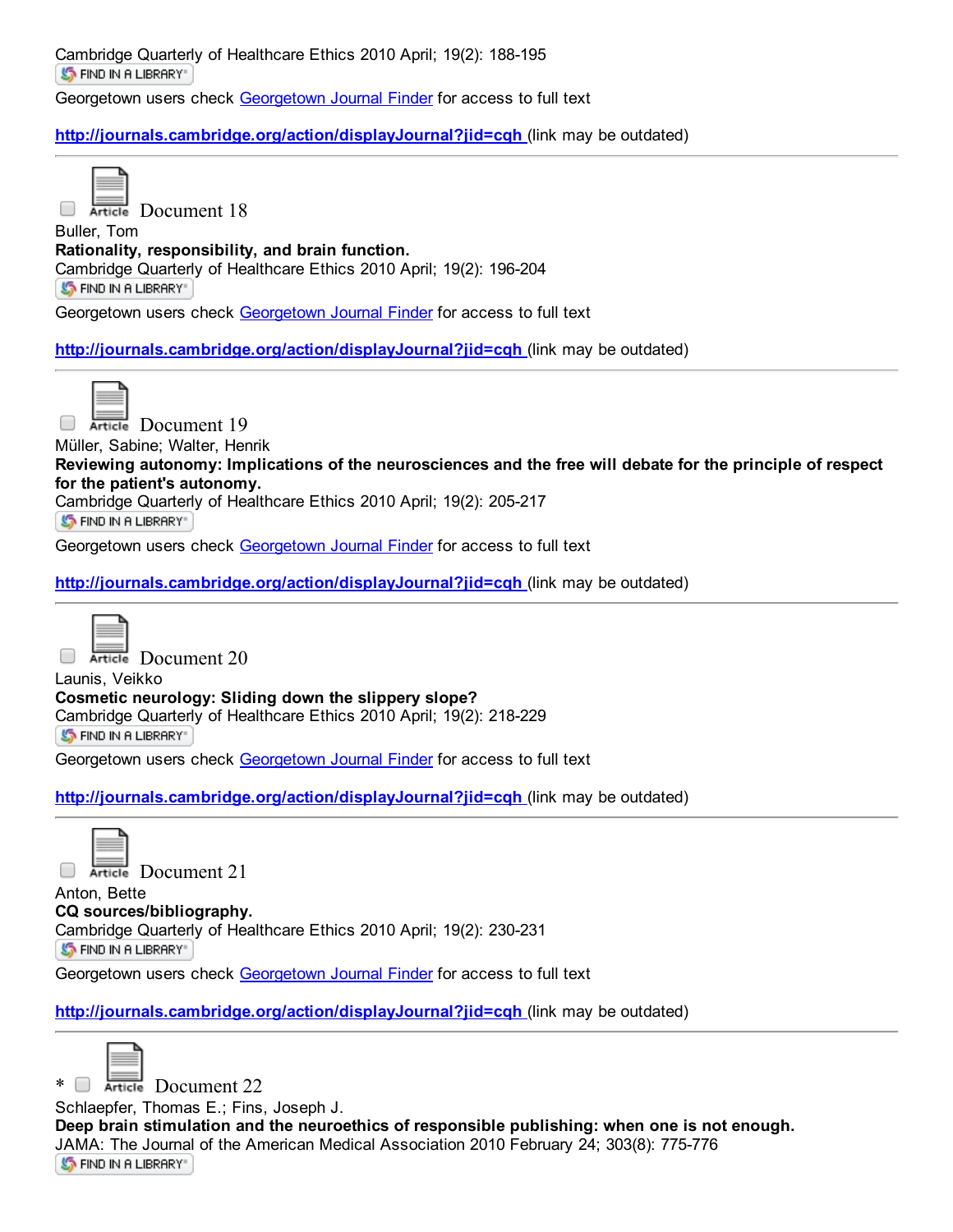Cambridge Quarterly of Healthcare Ethics 2010 April; 19(2): 188-195

FIND IN A LIBRARY

Georgetown users check Georgetown Journal Finder for access to full text

**http://journals.cambridge.org/action/displayJournal?jid=cqh** (link may be outdated)

---

Article Document 18

Buller, Tom

**Rationality, responsibility, and brain function.**

Cambridge Quarterly of Healthcare Ethics 2010 April; 19(2): 196-204

FIND IN A LIBRARY

Georgetown users check Georgetown Journal Finder for access to full text

**http://journals.cambridge.org/action/displayJournal?jid=cqh** (link may be outdated)

---

Article Document 19

Müller, Sabine; Walter, Henrik

**Reviewing autonomy: Implications of the neurosciences and the free will debate for the principle of respect for the patient's autonomy.**

Cambridge Quarterly of Healthcare Ethics 2010 April; 19(2): 205-217

FIND IN A LIBRARY

Georgetown users check Georgetown Journal Finder for access to full text

**http://journals.cambridge.org/action/displayJournal?jid=cqh** (link may be outdated)

---

Article Document 20

Launis, Veikko

**Cosmetic neurology: Sliding down the slippery slope?**

Cambridge Quarterly of Healthcare Ethics 2010 April; 19(2): 218-229

FIND IN A LIBRARY

Georgetown users check Georgetown Journal Finder for access to full text

**http://journals.cambridge.org/action/displayJournal?jid=cqh** (link may be outdated)

---

Article Document 21

Anton, Bette

**CQ sources/bibliography.**

Cambridge Quarterly of Healthcare Ethics 2010 April; 19(2): 230-231

FIND IN A LIBRARY

Georgetown users check Georgetown Journal Finder for access to full text

**http://journals.cambridge.org/action/displayJournal?jid=cqh** (link may be outdated)

---

* Article Document 22

Schlaepfer, Thomas E.; Fins, Joseph J.

**Deep brain stimulation and the neuroethics of responsible publishing: when one is not enough.**

JAMA: The Journal of the American Medical Association 2010 February 24; 303(8): 775-776

FIND IN A LIBRARY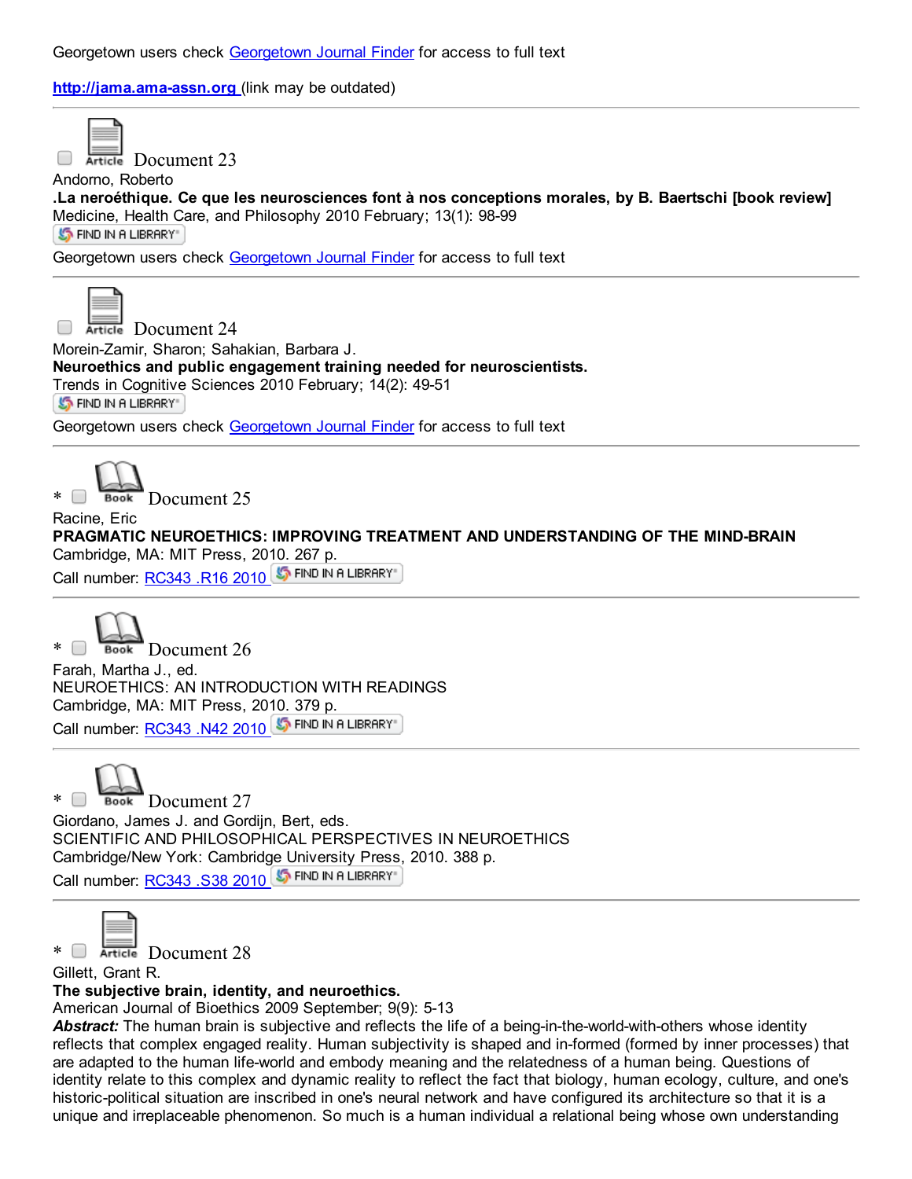Georgetown users check Georgetown Journal Finder for access to full text

**http://jama.ama-assn.org** (link may be outdated)

---

Document 23

Andorno, Roberto

**.La neroéthique. Ce que les neurosciences font à nos conceptions morales, by B. Baertschi [book review]**

Medicine, Health Care, and Philosophy 2010 February; 13(1): 98-99

FIND IN A LIBRARY

Georgetown users check Georgetown Journal Finder for access to full text

---

Document 24

Morein-Zamir, Sharon; Sahakian, Barbara J.

**Neuroethics and public engagement training needed for neuroscientists.**

Trends in Cognitive Sciences 2010 February; 14(2): 49-51

FIND IN A LIBRARY

Georgetown users check Georgetown Journal Finder for access to full text

---

* Document 25

Racine, Eric

**PRAGMATIC NEUROETHICS: IMPROVING TREATMENT AND UNDERSTANDING OF THE MIND-BRAIN**

Cambridge, MA: MIT Press, 2010. 267 p.

Call number: RC343 .R16 2010 FIND IN A LIBRARY

---

* Document 26

Farah, Martha J., ed.

NEUROETHICS: AN INTRODUCTION WITH READINGS

Cambridge, MA: MIT Press, 2010. 379 p.

Call number: RC343 .N42 2010 FIND IN A LIBRARY

---

* Document 27

Giordano, James J. and Gordijn, Bert, eds.

SCIENTIFIC AND PHILOSOPHICAL PERSPECTIVES IN NEUROETHICS

Cambridge/New York: Cambridge University Press, 2010. 388 p.

Call number: RC343 .S38 2010 FIND IN A LIBRARY

---

* Document 28

Gillett, Grant R.

**The subjective brain, identity, and neuroethics.**

American Journal of Bioethics 2009 September; 9(9): 5-13

***Abstract:*** The human brain is subjective and reflects the life of a being-in-the-world-with-others whose identity reflects that complex engaged reality. Human subjectivity is shaped and in-formed (formed by inner processes) that are adapted to the human life-world and embody meaning and the relatedness of a human being. Questions of identity relate to this complex and dynamic reality to reflect the fact that biology, human ecology, culture, and one's historic-political situation are inscribed in one's neural network and have configured its architecture so that it is a unique and irreplaceable phenomenon. So much is a human individual a relational being whose own understanding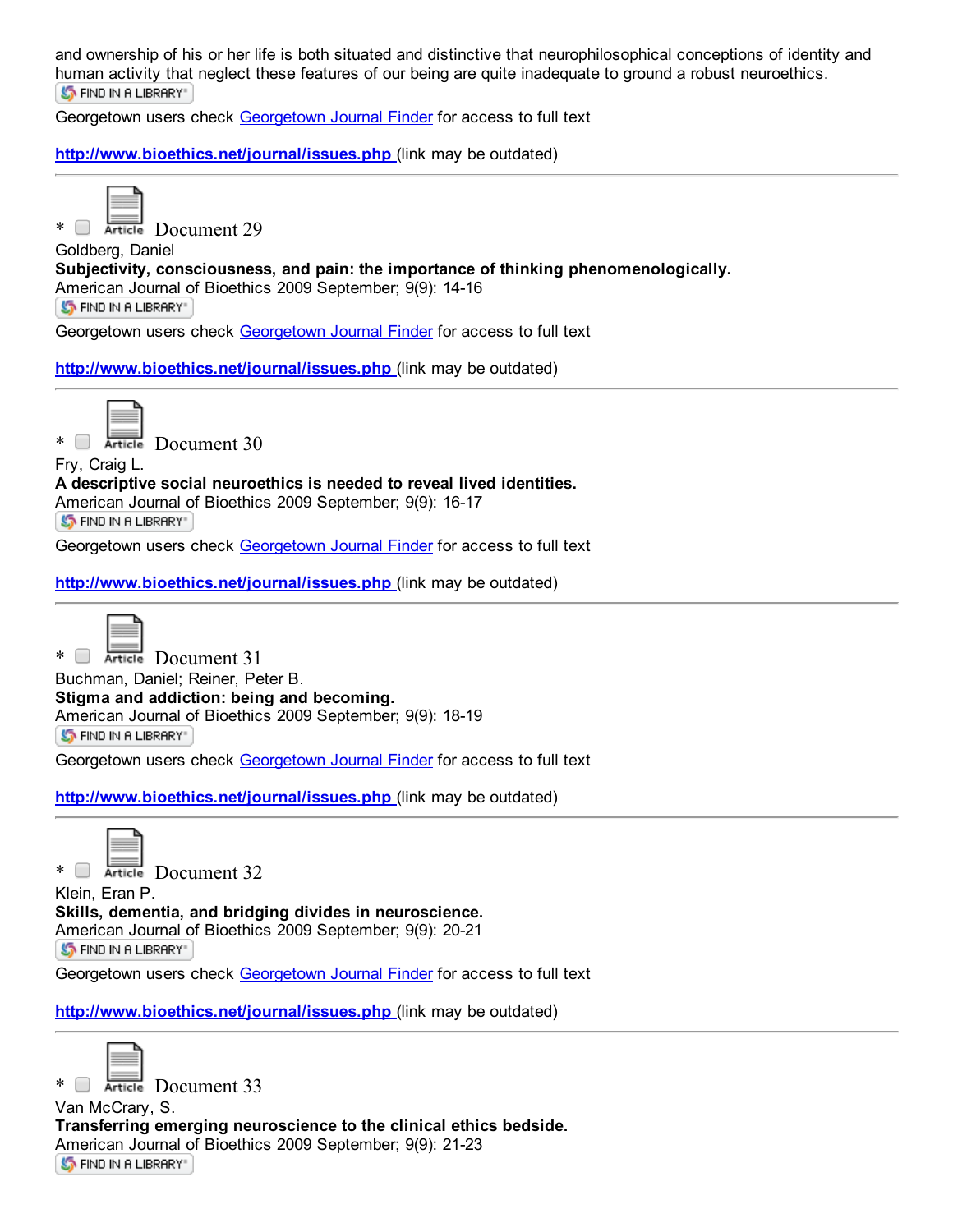and ownership of his or her life is both situated and distinctive that neurophilosophical conceptions of identity and human activity that neglect these features of our being are quite inadequate to ground a robust neuroethics.

FIND IN A LIBRARY

Georgetown users check Georgetown Journal Finder for access to full text

**http://www.bioethics.net/journal/issues.php** (link may be outdated)

---

* Article Document 29

Goldberg, Daniel

**Subjectivity, consciousness, and pain: the importance of thinking phenomenologically.**

American Journal of Bioethics 2009 September; 9(9): 14-16

FIND IN A LIBRARY

Georgetown users check Georgetown Journal Finder for access to full text

**http://www.bioethics.net/journal/issues.php** (link may be outdated)

---

* Article Document 30

Fry, Craig L.

**A descriptive social neuroethics is needed to reveal lived identities.**

American Journal of Bioethics 2009 September; 9(9): 16-17

FIND IN A LIBRARY

Georgetown users check Georgetown Journal Finder for access to full text

**http://www.bioethics.net/journal/issues.php** (link may be outdated)

---

* Article Document 31

Buchman, Daniel; Reiner, Peter B.

**Stigma and addiction: being and becoming.**

American Journal of Bioethics 2009 September; 9(9): 18-19

FIND IN A LIBRARY

Georgetown users check Georgetown Journal Finder for access to full text

**http://www.bioethics.net/journal/issues.php** (link may be outdated)

---

* Article Document 32

Klein, Eran P.

**Skills, dementia, and bridging divides in neuroscience.**

American Journal of Bioethics 2009 September; 9(9): 20-21

FIND IN A LIBRARY

Georgetown users check Georgetown Journal Finder for access to full text

**http://www.bioethics.net/journal/issues.php** (link may be outdated)

---

* Article Document 33

Van McCrary, S.

**Transferring emerging neuroscience to the clinical ethics bedside.**

American Journal of Bioethics 2009 September; 9(9): 21-23

FIND IN A LIBRARY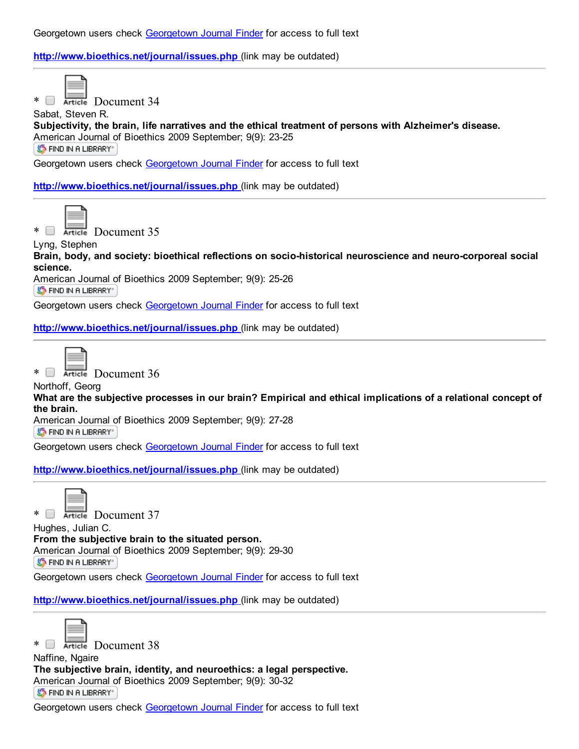Georgetown users check Georgetown Journal Finder for access to full text

**http://www.bioethics.net/journal/issues.php** (link may be outdated)

---

* Article Document 34

Sabat, Steven R.

**Subjectivity, the brain, life narratives and the ethical treatment of persons with Alzheimer's disease.**

American Journal of Bioethics 2009 September; 9(9): 23-25

FIND IN A LIBRARY

Georgetown users check Georgetown Journal Finder for access to full text

**http://www.bioethics.net/journal/issues.php** (link may be outdated)

---

* Article Document 35

Lyng, Stephen

**Brain, body, and society: bioethical reflections on socio-historical neuroscience and neuro-corporeal social science.**

American Journal of Bioethics 2009 September; 9(9): 25-26

FIND IN A LIBRARY

Georgetown users check Georgetown Journal Finder for access to full text

**http://www.bioethics.net/journal/issues.php** (link may be outdated)

---

* Article Document 36

Northoff, Georg

**What are the subjective processes in our brain? Empirical and ethical implications of a relational concept of the brain.**

American Journal of Bioethics 2009 September; 9(9): 27-28

FIND IN A LIBRARY

Georgetown users check Georgetown Journal Finder for access to full text

**http://www.bioethics.net/journal/issues.php** (link may be outdated)

---

* Article Document 37

Hughes, Julian C.

**From the subjective brain to the situated person.**

American Journal of Bioethics 2009 September; 9(9): 29-30

FIND IN A LIBRARY

Georgetown users check Georgetown Journal Finder for access to full text

**http://www.bioethics.net/journal/issues.php** (link may be outdated)

---

* Article Document 38

Naffine, Ngaire

**The subjective brain, identity, and neuroethics: a legal perspective.**

American Journal of Bioethics 2009 September; 9(9): 30-32

FIND IN A LIBRARY

Georgetown users check Georgetown Journal Finder for access to full text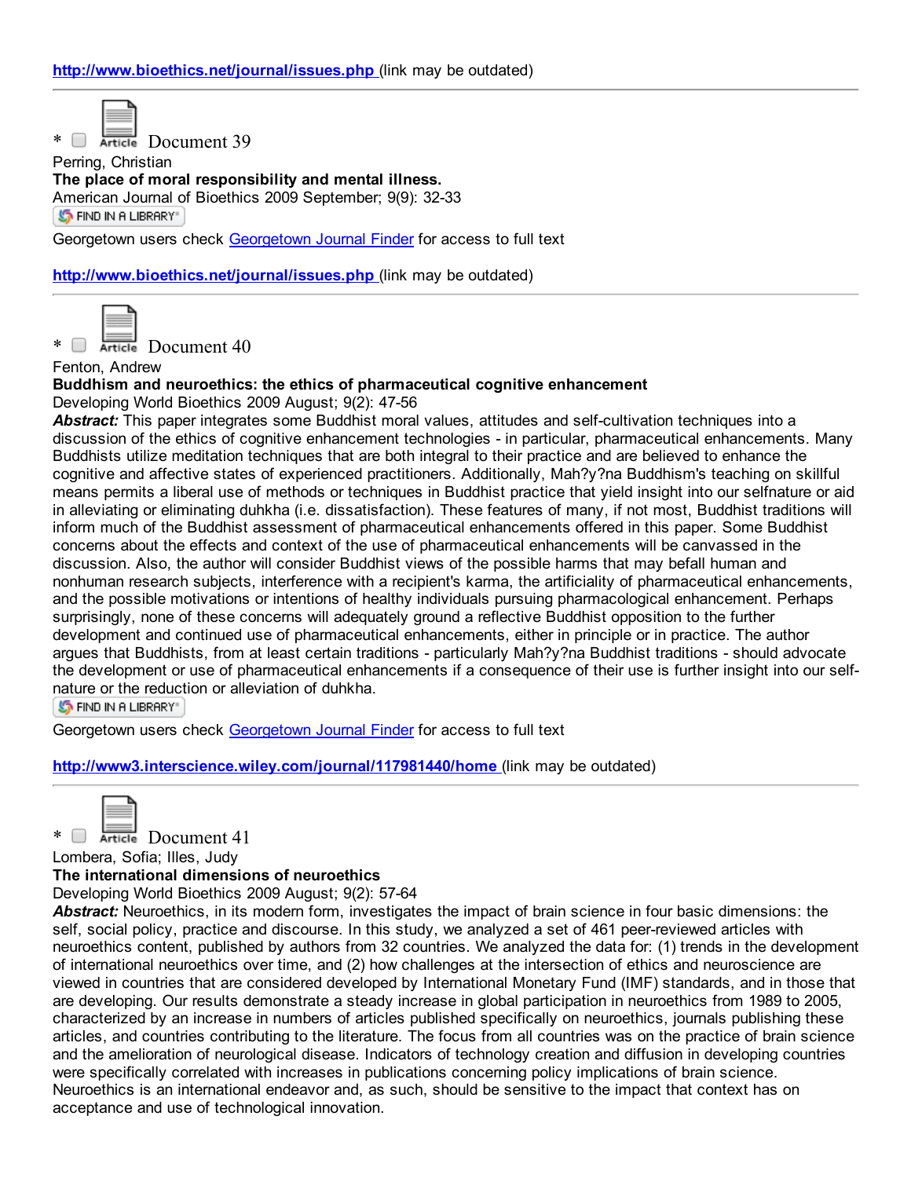**http://www.bioethics.net/journal/issues.php** (link may be outdated)

---

* Article Document 39

Perring, Christian

**The place of moral responsibility and mental illness.**

American Journal of Bioethics 2009 September; 9(9): 32-33

FIND IN A LIBRARY

Georgetown users check Georgetown Journal Finder for access to full text

**http://www.bioethics.net/journal/issues.php** (link may be outdated)

---

* Article Document 40

Fenton, Andrew

**Buddhism and neuroethics: the ethics of pharmaceutical cognitive enhancement**

Developing World Bioethics 2009 August; 9(2): 47-56

***Abstract:*** This paper integrates some Buddhist moral values, attitudes and self-cultivation techniques into a discussion of the ethics of cognitive enhancement technologies - in particular, pharmaceutical enhancements. Many Buddhists utilize meditation techniques that are both integral to their practice and are believed to enhance the cognitive and affective states of experienced practitioners. Additionally, Mah?y?na Buddhism's teaching on skillful means permits a liberal use of methods or techniques in Buddhist practice that yield insight into our selfnature or aid in alleviating or eliminating duhkha (i.e. dissatisfaction). These features of many, if not most, Buddhist traditions will inform much of the Buddhist assessment of pharmaceutical enhancements offered in this paper. Some Buddhist concerns about the effects and context of the use of pharmaceutical enhancements will be canvassed in the discussion. Also, the author will consider Buddhist views of the possible harms that may befall human and nonhuman research subjects, interference with a recipient's karma, the artificiality of pharmaceutical enhancements, and the possible motivations or intentions of healthy individuals pursuing pharmacological enhancement. Perhaps surprisingly, none of these concerns will adequately ground a reflective Buddhist opposition to the further development and continued use of pharmaceutical enhancements, either in principle or in practice. The author argues that Buddhists, from at least certain traditions - particularly Mah?y?na Buddhist traditions - should advocate the development or use of pharmaceutical enhancements if a consequence of their use is further insight into our self-nature or the reduction or alleviation of duhkha.

FIND IN A LIBRARY

Georgetown users check Georgetown Journal Finder for access to full text

**http://www3.interscience.wiley.com/journal/117981440/home** (link may be outdated)

---

* Article Document 41

Lombera, Sofia; Illes, Judy

**The international dimensions of neuroethics**

Developing World Bioethics 2009 August; 9(2): 57-64

***Abstract:*** Neuroethics, in its modern form, investigates the impact of brain science in four basic dimensions: the self, social policy, practice and discourse. In this study, we analyzed a set of 461 peer-reviewed articles with neuroethics content, published by authors from 32 countries. We analyzed the data for: (1) trends in the development of international neuroethics over time, and (2) how challenges at the intersection of ethics and neuroscience are viewed in countries that are considered developed by International Monetary Fund (IMF) standards, and in those that are developing. Our results demonstrate a steady increase in global participation in neuroethics from 1989 to 2005, characterized by an increase in numbers of articles published specifically on neuroethics, journals publishing these articles, and countries contributing to the literature. The focus from all countries was on the practice of brain science and the amelioration of neurological disease. Indicators of technology creation and diffusion in developing countries were specifically correlated with increases in publications concerning policy implications of brain science. Neuroethics is an international endeavor and, as such, should be sensitive to the impact that context has on acceptance and use of technological innovation.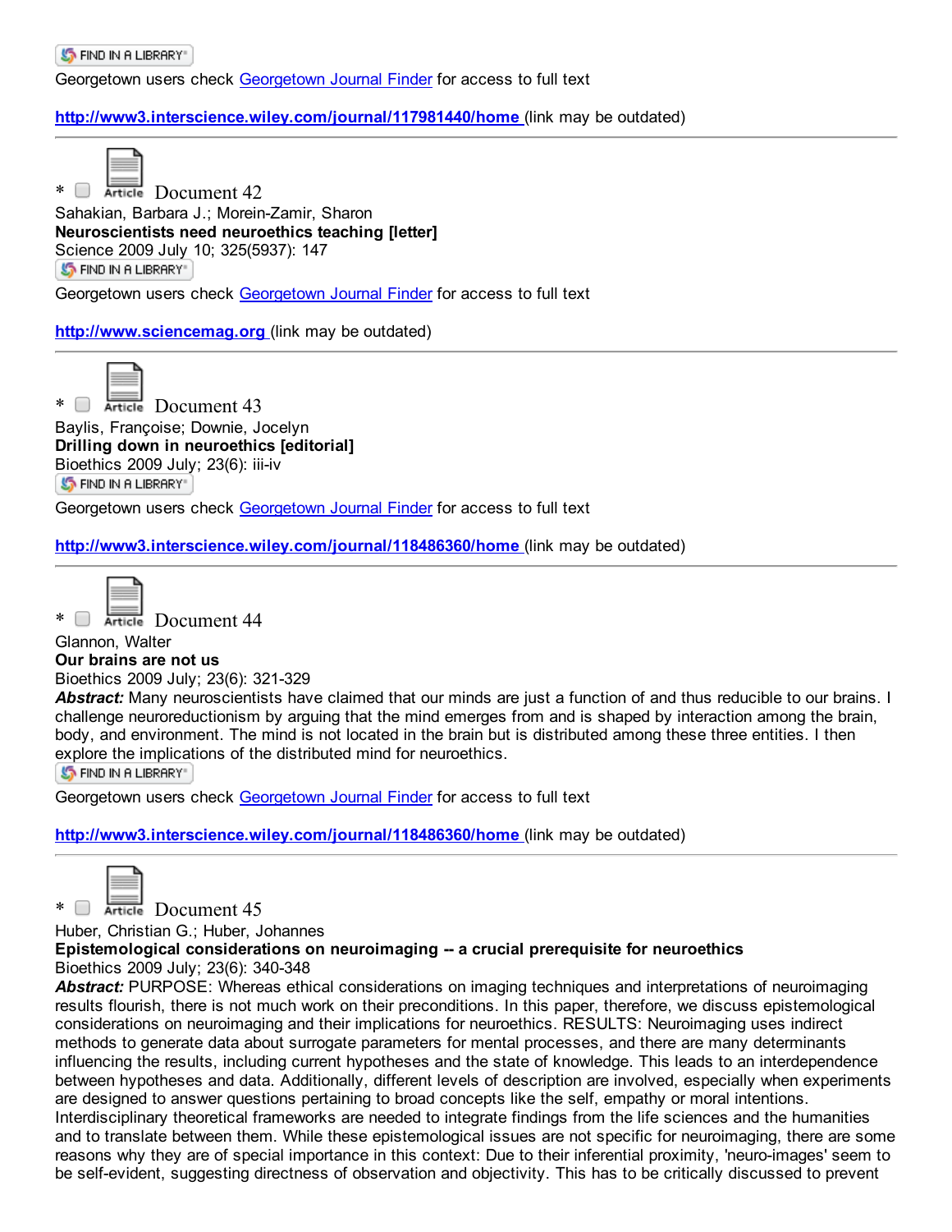FIND IN A LIBRARY

Georgetown users check Georgetown Journal Finder for access to full text

**http://www3.interscience.wiley.com/journal/117981440/home** (link may be outdated)

---

* Article Document 42

Sahakian, Barbara J.; Morein-Zamir, Sharon

**Neuroscientists need neuroethics teaching [letter]**

Science 2009 July 10; 325(5937): 147

FIND IN A LIBRARY

Georgetown users check Georgetown Journal Finder for access to full text

**http://www.sciencemag.org** (link may be outdated)

---

* Article Document 43

Baylis, Françoise; Downie, Jocelyn

**Drilling down in neuroethics [editorial]**

Bioethics 2009 July; 23(6): iii-iv

FIND IN A LIBRARY

Georgetown users check Georgetown Journal Finder for access to full text

**http://www3.interscience.wiley.com/journal/118486360/home** (link may be outdated)

---

* Article Document 44

Glannon, Walter

**Our brains are not us**

Bioethics 2009 July; 23(6): 321-329

***Abstract:*** Many neuroscientists have claimed that our minds are just a function of and thus reducible to our brains. I challenge neuroreductionism by arguing that the mind emerges from and is shaped by interaction among the brain, body, and environment. The mind is not located in the brain but is distributed among these three entities. I then explore the implications of the distributed mind for neuroethics.

FIND IN A LIBRARY

Georgetown users check Georgetown Journal Finder for access to full text

**http://www3.interscience.wiley.com/journal/118486360/home** (link may be outdated)

---

* Article Document 45

Huber, Christian G.; Huber, Johannes

**Epistemological considerations on neuroimaging -- a crucial prerequisite for neuroethics**

Bioethics 2009 July; 23(6): 340-348

***Abstract:*** PURPOSE: Whereas ethical considerations on imaging techniques and interpretations of neuroimaging results flourish, there is not much work on their preconditions. In this paper, therefore, we discuss epistemological considerations on neuroimaging and their implications for neuroethics. RESULTS: Neuroimaging uses indirect methods to generate data about surrogate parameters for mental processes, and there are many determinants influencing the results, including current hypotheses and the state of knowledge. This leads to an interdependence between hypotheses and data. Additionally, different levels of description are involved, especially when experiments are designed to answer questions pertaining to broad concepts like the self, empathy or moral intentions. Interdisciplinary theoretical frameworks are needed to integrate findings from the life sciences and the humanities and to translate between them. While these epistemological issues are not specific for neuroimaging, there are some reasons why they are of special importance in this context: Due to their inferential proximity, 'neuro-images' seem to be self-evident, suggesting directness of observation and objectivity. This has to be critically discussed to prevent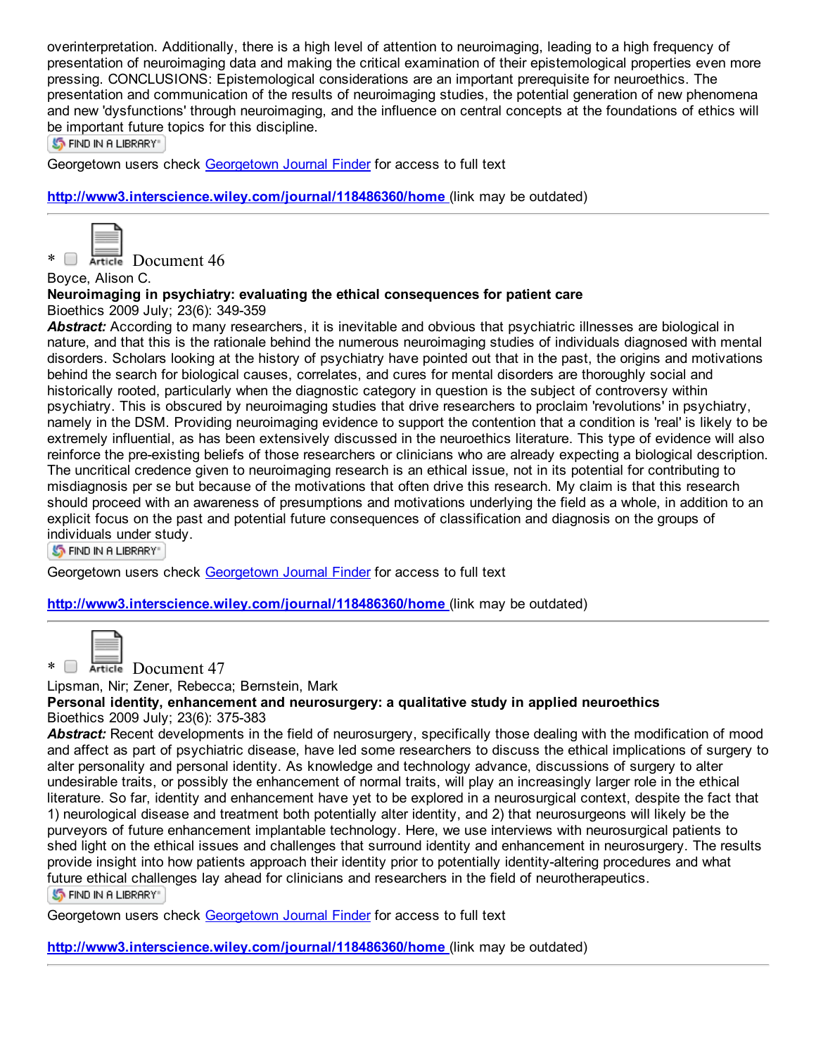overinterpretation. Additionally, there is a high level of attention to neuroimaging, leading to a high frequency of presentation of neuroimaging data and making the critical examination of their epistemological properties even more pressing. CONCLUSIONS: Epistemological considerations are an important prerequisite for neuroethics. The presentation and communication of the results of neuroimaging studies, the potential generation of new phenomena and new 'dysfunctions' through neuroimaging, and the influence on central concepts at the foundations of ethics will be important future topics for this discipline.

FIND IN A LIBRARY

Georgetown users check Georgetown Journal Finder for access to full text

**http://www3.interscience.wiley.com/journal/118486360/home** (link may be outdated)

---

* Article Document 46

Boyce, Alison C.

**Neuroimaging in psychiatry: evaluating the ethical consequences for patient care**

Bioethics 2009 July; 23(6): 349-359

***Abstract:*** According to many researchers, it is inevitable and obvious that psychiatric illnesses are biological in nature, and that this is the rationale behind the numerous neuroimaging studies of individuals diagnosed with mental disorders. Scholars looking at the history of psychiatry have pointed out that in the past, the origins and motivations behind the search for biological causes, correlates, and cures for mental disorders are thoroughly social and historically rooted, particularly when the diagnostic category in question is the subject of controversy within psychiatry. This is obscured by neuroimaging studies that drive researchers to proclaim 'revolutions' in psychiatry, namely in the DSM. Providing neuroimaging evidence to support the contention that a condition is 'real' is likely to be extremely influential, as has been extensively discussed in the neuroethics literature. This type of evidence will also reinforce the pre-existing beliefs of those researchers or clinicians who are already expecting a biological description. The uncritical credence given to neuroimaging research is an ethical issue, not in its potential for contributing to misdiagnosis per se but because of the motivations that often drive this research. My claim is that this research should proceed with an awareness of presumptions and motivations underlying the field as a whole, in addition to an explicit focus on the past and potential future consequences of classification and diagnosis on the groups of individuals under study.

FIND IN A LIBRARY

Georgetown users check Georgetown Journal Finder for access to full text

**http://www3.interscience.wiley.com/journal/118486360/home** (link may be outdated)

---

* Article Document 47

Lipsman, Nir; Zener, Rebecca; Bernstein, Mark

**Personal identity, enhancement and neurosurgery: a qualitative study in applied neuroethics**

Bioethics 2009 July; 23(6): 375-383

***Abstract:*** Recent developments in the field of neurosurgery, specifically those dealing with the modification of mood and affect as part of psychiatric disease, have led some researchers to discuss the ethical implications of surgery to alter personality and personal identity. As knowledge and technology advance, discussions of surgery to alter undesirable traits, or possibly the enhancement of normal traits, will play an increasingly larger role in the ethical literature. So far, identity and enhancement have yet to be explored in a neurosurgical context, despite the fact that 1) neurological disease and treatment both potentially alter identity, and 2) that neurosurgeons will likely be the purveyors of future enhancement implantable technology. Here, we use interviews with neurosurgical patients to shed light on the ethical issues and challenges that surround identity and enhancement in neurosurgery. The results provide insight into how patients approach their identity prior to potentially identity-altering procedures and what future ethical challenges lay ahead for clinicians and researchers in the field of neurotherapeutics.

FIND IN A LIBRARY

Georgetown users check Georgetown Journal Finder for access to full text

**http://www3.interscience.wiley.com/journal/118486360/home** (link may be outdated)

---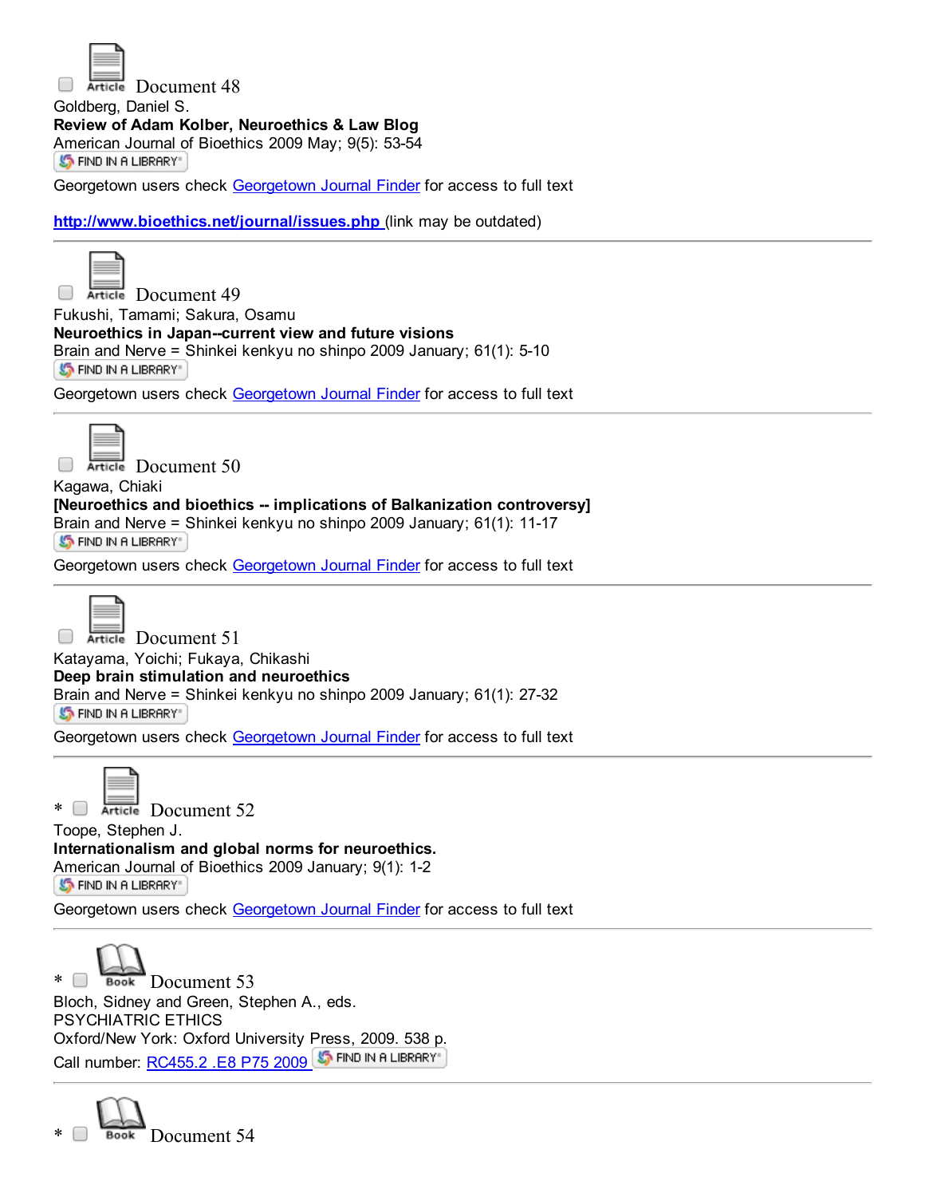Article Document 48

Goldberg, Daniel S.

**Review of Adam Kolber, Neuroethics & Law Blog**

American Journal of Bioethics 2009 May; 9(5): 53-54

FIND IN A LIBRARY

Georgetown users check Georgetown Journal Finder for access to full text

**http://www.bioethics.net/journal/issues.php** (link may be outdated)

---

Article Document 49

Fukushi, Tamami; Sakura, Osamu

**Neuroethics in Japan--current view and future visions**

Brain and Nerve = Shinkei kenkyu no shinpo 2009 January; 61(1): 5-10

FIND IN A LIBRARY

Georgetown users check Georgetown Journal Finder for access to full text

---

Article Document 50

Kagawa, Chiaki

**[Neuroethics and bioethics -- implications of Balkanization controversy]**

Brain and Nerve = Shinkei kenkyu no shinpo 2009 January; 61(1): 11-17

FIND IN A LIBRARY

Georgetown users check Georgetown Journal Finder for access to full text

---

Article Document 51

Katayama, Yoichi; Fukaya, Chikashi

**Deep brain stimulation and neuroethics**

Brain and Nerve = Shinkei kenkyu no shinpo 2009 January; 61(1): 27-32

FIND IN A LIBRARY

Georgetown users check Georgetown Journal Finder for access to full text

---

* Article Document 52

Toope, Stephen J.

**Internationalism and global norms for neuroethics.**

American Journal of Bioethics 2009 January; 9(1): 1-2

FIND IN A LIBRARY

Georgetown users check Georgetown Journal Finder for access to full text

---

* Book Document 53

Bloch, Sidney and Green, Stephen A., eds.

PSYCHIATRIC ETHICS

Oxford/New York: Oxford University Press, 2009. 538 p.

Call number: RC455.2 .E8 P75 2009 FIND IN A LIBRARY

---

* Book Document 54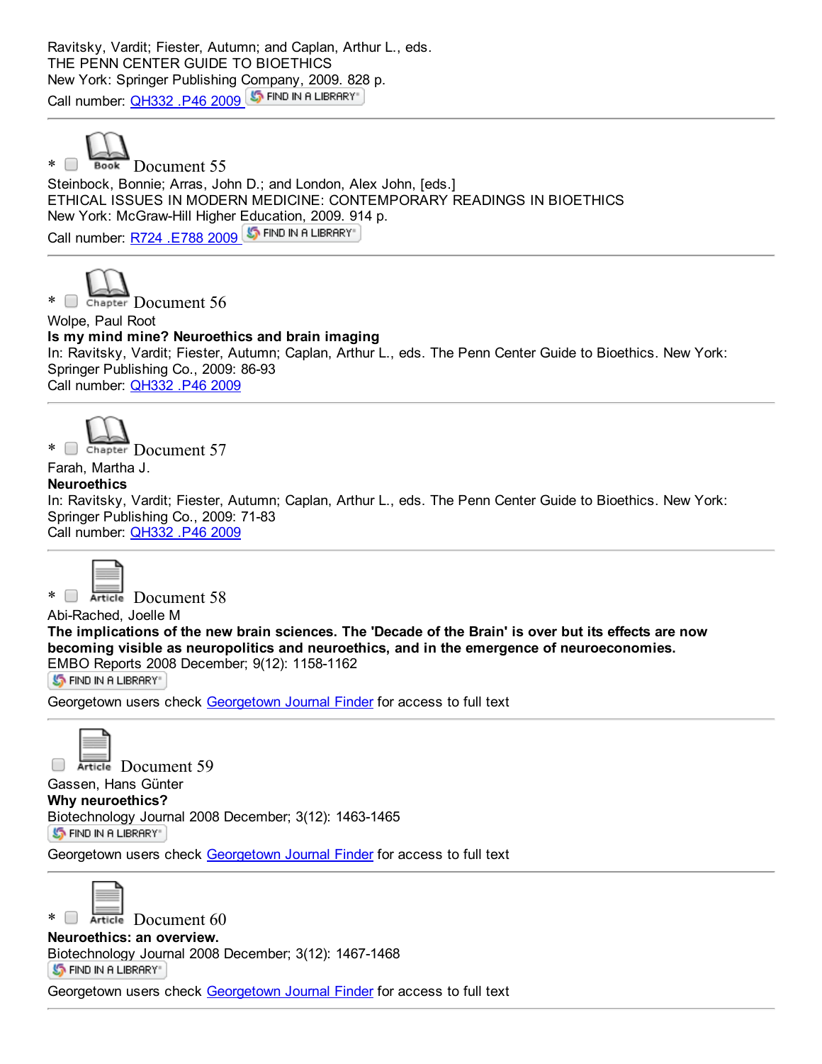Ravitsky, Vardit; Fiester, Autumn; and Caplan, Arthur L., eds.
THE PENN CENTER GUIDE TO BIOETHICS
New York: Springer Publishing Company, 2009. 828 p.
Call number: QH332 .P46 2009 FIND IN A LIBRARY

---

* Book Document 55

Steinbock, Bonnie; Arras, John D.; and London, Alex John, [eds.]
ETHICAL ISSUES IN MODERN MEDICINE: CONTEMPORARY READINGS IN BIOETHICS
New York: McGraw-Hill Higher Education, 2009. 914 p.
Call number: R724 .E788 2009 FIND IN A LIBRARY

---

* Chapter Document 56

Wolpe, Paul Root
**Is my mind mine? Neuroethics and brain imaging**
In: Ravitsky, Vardit; Fiester, Autumn; Caplan, Arthur L., eds. The Penn Center Guide to Bioethics. New York: Springer Publishing Co., 2009: 86-93
Call number: QH332 .P46 2009

---

* Chapter Document 57

Farah, Martha J.
**Neuroethics**
In: Ravitsky, Vardit; Fiester, Autumn; Caplan, Arthur L., eds. The Penn Center Guide to Bioethics. New York: Springer Publishing Co., 2009: 71-83
Call number: QH332 .P46 2009

---

* Article Document 58

Abi-Rached, Joelle M
**The implications of the new brain sciences. The 'Decade of the Brain' is over but its effects are now becoming visible as neuropolitics and neuroethics, and in the emergence of neuroeconomies.**
EMBO Reports 2008 December; 9(12): 1158-1162
FIND IN A LIBRARY
Georgetown users check Georgetown Journal Finder for access to full text

---

Article Document 59

Gassen, Hans Günter
**Why neuroethics?**
Biotechnology Journal 2008 December; 3(12): 1463-1465
FIND IN A LIBRARY
Georgetown users check Georgetown Journal Finder for access to full text

---

* Article Document 60

**Neuroethics: an overview.**
Biotechnology Journal 2008 December; 3(12): 1467-1468
FIND IN A LIBRARY
Georgetown users check Georgetown Journal Finder for access to full text

---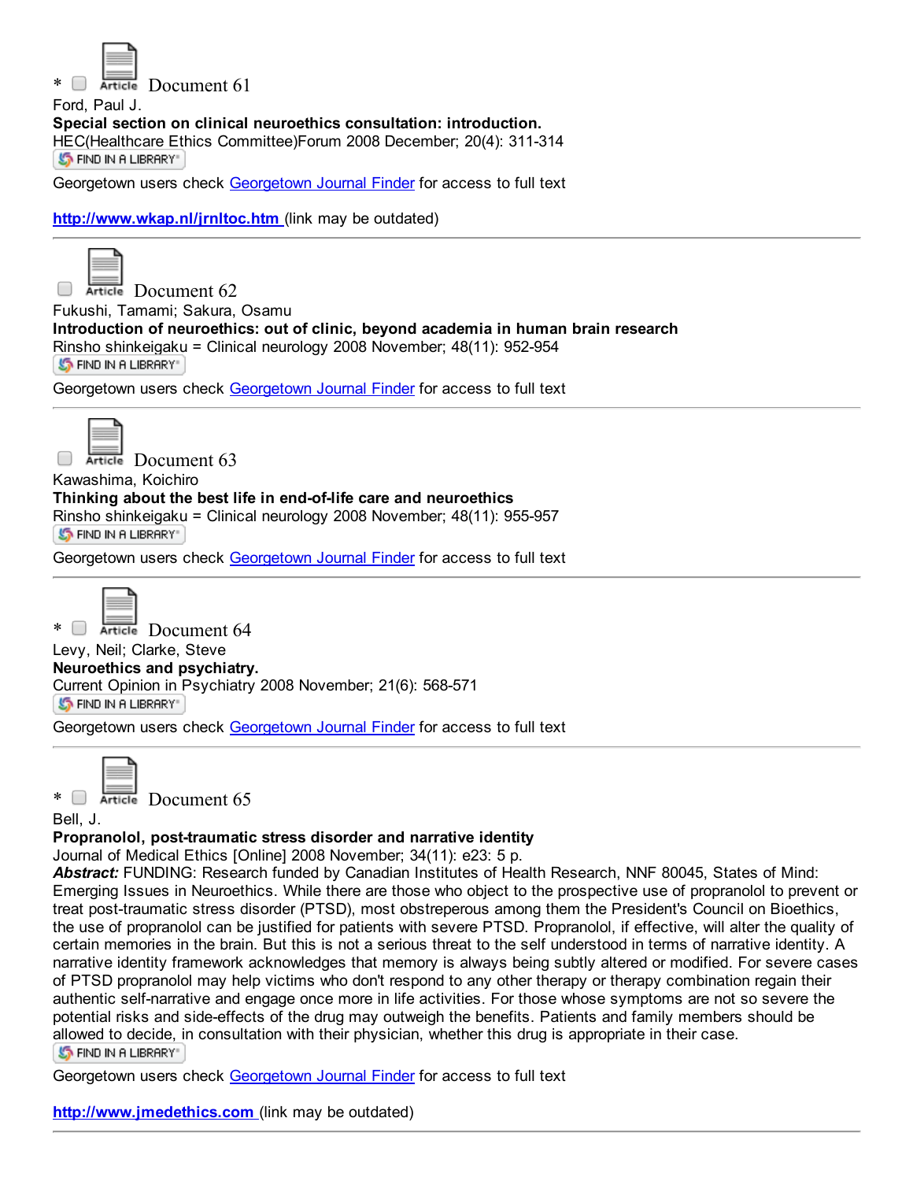\* Document 61

Ford, Paul J.

**Special section on clinical neuroethics consultation: introduction.**

HEC(Healthcare Ethics Committee)Forum 2008 December; 20(4): 311-314

FIND IN A LIBRARY

Georgetown users check Georgetown Journal Finder for access to full text

**http://www.wkap.nl/jrnltoc.htm** (link may be outdated)

---

Document 62

Fukushi, Tamami; Sakura, Osamu

**Introduction of neuroethics: out of clinic, beyond academia in human brain research**

Rinsho shinkeigaku = Clinical neurology 2008 November; 48(11): 952-954

FIND IN A LIBRARY

Georgetown users check Georgetown Journal Finder for access to full text

---

Document 63

Kawashima, Koichiro

**Thinking about the best life in end-of-life care and neuroethics**

Rinsho shinkeigaku = Clinical neurology 2008 November; 48(11): 955-957

FIND IN A LIBRARY

Georgetown users check Georgetown Journal Finder for access to full text

---

\* Document 64

Levy, Neil; Clarke, Steve

**Neuroethics and psychiatry.**

Current Opinion in Psychiatry 2008 November; 21(6): 568-571

FIND IN A LIBRARY

Georgetown users check Georgetown Journal Finder for access to full text

---

\* Document 65

Bell, J.

**Propranolol, post-traumatic stress disorder and narrative identity**

Journal of Medical Ethics [Online] 2008 November; 34(11): e23: 5 p.

***Abstract:*** FUNDING: Research funded by Canadian Institutes of Health Research, NNF 80045, States of Mind: Emerging Issues in Neuroethics. While there are those who object to the prospective use of propranolol to prevent or treat post-traumatic stress disorder (PTSD), most obstreperous among them the President's Council on Bioethics, the use of propranolol can be justified for patients with severe PTSD. Propranolol, if effective, will alter the quality of certain memories in the brain. But this is not a serious threat to the self understood in terms of narrative identity. A narrative identity framework acknowledges that memory is always being subtly altered or modified. For severe cases of PTSD propranolol may help victims who don't respond to any other therapy or therapy combination regain their authentic self-narrative and engage once more in life activities. For those whose symptoms are not so severe the potential risks and side-effects of the drug may outweigh the benefits. Patients and family members should be allowed to decide, in consultation with their physician, whether this drug is appropriate in their case.

FIND IN A LIBRARY

Georgetown users check Georgetown Journal Finder for access to full text

**http://www.jmedethics.com** (link may be outdated)

---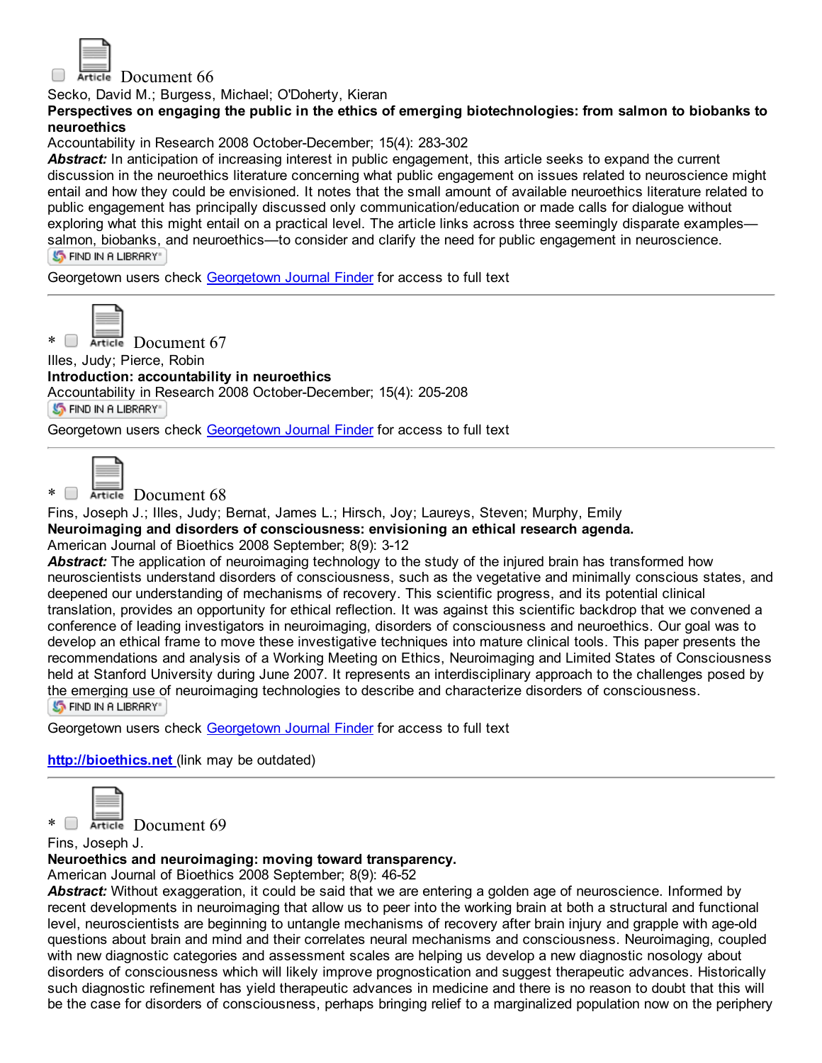Article Document 66

Secko, David M.; Burgess, Michael; O'Doherty, Kieran

**Perspectives on engaging the public in the ethics of emerging biotechnologies: from salmon to biobanks to neuroethics**

Accountability in Research 2008 October-December; 15(4): 283-302

***Abstract:*** In anticipation of increasing interest in public engagement, this article seeks to expand the current discussion in the neuroethics literature concerning what public engagement on issues related to neuroscience might entail and how they could be envisioned. It notes that the small amount of available neuroethics literature related to public engagement has principally discussed only communication/education or made calls for dialogue without exploring what this might entail on a practical level. The article links across three seemingly disparate examples—salmon, biobanks, and neuroethics—to consider and clarify the need for public engagement in neuroscience.

FIND IN A LIBRARY

Georgetown users check Georgetown Journal Finder for access to full text

---

* Article Document 67

Illes, Judy; Pierce, Robin

**Introduction: accountability in neuroethics**

Accountability in Research 2008 October-December; 15(4): 205-208

FIND IN A LIBRARY

Georgetown users check Georgetown Journal Finder for access to full text

---

* Article Document 68

Fins, Joseph J.; Illes, Judy; Bernat, James L.; Hirsch, Joy; Laureys, Steven; Murphy, Emily

**Neuroimaging and disorders of consciousness: envisioning an ethical research agenda.**

American Journal of Bioethics 2008 September; 8(9): 3-12

***Abstract:*** The application of neuroimaging technology to the study of the injured brain has transformed how neuroscientists understand disorders of consciousness, such as the vegetative and minimally conscious states, and deepened our understanding of mechanisms of recovery. This scientific progress, and its potential clinical translation, provides an opportunity for ethical reflection. It was against this scientific backdrop that we convened a conference of leading investigators in neuroimaging, disorders of consciousness and neuroethics. Our goal was to develop an ethical frame to move these investigative techniques into mature clinical tools. This paper presents the recommendations and analysis of a Working Meeting on Ethics, Neuroimaging and Limited States of Consciousness held at Stanford University during June 2007. It represents an interdisciplinary approach to the challenges posed by the emerging use of neuroimaging technologies to describe and characterize disorders of consciousness.

FIND IN A LIBRARY

Georgetown users check Georgetown Journal Finder for access to full text

**http://bioethics.net** (link may be outdated)

---

* Article Document 69

Fins, Joseph J.

**Neuroethics and neuroimaging: moving toward transparency.**

American Journal of Bioethics 2008 September; 8(9): 46-52

***Abstract:*** Without exaggeration, it could be said that we are entering a golden age of neuroscience. Informed by recent developments in neuroimaging that allow us to peer into the working brain at both a structural and functional level, neuroscientists are beginning to untangle mechanisms of recovery after brain injury and grapple with age-old questions about brain and mind and their correlates neural mechanisms and consciousness. Neuroimaging, coupled with new diagnostic categories and assessment scales are helping us develop a new diagnostic nosology about disorders of consciousness which will likely improve prognostication and suggest therapeutic advances. Historically such diagnostic refinement has yield therapeutic advances in medicine and there is no reason to doubt that this will be the case for disorders of consciousness, perhaps bringing relief to a marginalized population now on the periphery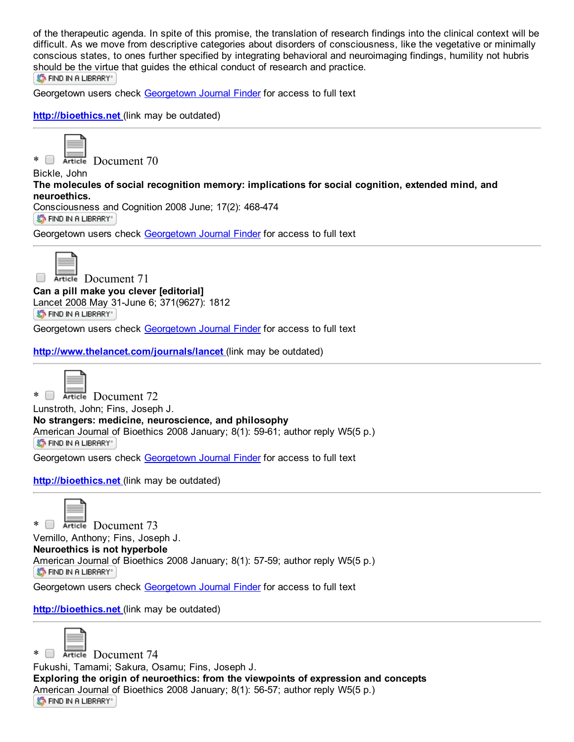of the therapeutic agenda. In spite of this promise, the translation of research findings into the clinical context will be difficult. As we move from descriptive categories about disorders of consciousness, like the vegetative or minimally conscious states, to ones further specified by integrating behavioral and neuroimaging findings, humility not hubris should be the virtue that guides the ethical conduct of research and practice.

FIND IN A LIBRARY

Georgetown users check Georgetown Journal Finder for access to full text

**http://bioethics.net** (link may be outdated)

---

* Article Document 70

Bickle, John

**The molecules of social recognition memory: implications for social cognition, extended mind, and neuroethics.**

Consciousness and Cognition 2008 June; 17(2): 468-474

FIND IN A LIBRARY

Georgetown users check Georgetown Journal Finder for access to full text

---

Article Document 71

**Can a pill make you clever [editorial]**

Lancet 2008 May 31-June 6; 371(9627): 1812

FIND IN A LIBRARY

Georgetown users check Georgetown Journal Finder for access to full text

**http://www.thelancet.com/journals/lancet** (link may be outdated)

---

* Article Document 72

Lunstroth, John; Fins, Joseph J.

**No strangers: medicine, neuroscience, and philosophy**

American Journal of Bioethics 2008 January; 8(1): 59-61; author reply W5(5 p.)

FIND IN A LIBRARY

Georgetown users check Georgetown Journal Finder for access to full text

**http://bioethics.net** (link may be outdated)

---

* Article Document 73

Vernillo, Anthony; Fins, Joseph J.

**Neuroethics is not hyperbole**

American Journal of Bioethics 2008 January; 8(1): 57-59; author reply W5(5 p.)

FIND IN A LIBRARY

Georgetown users check Georgetown Journal Finder for access to full text

**http://bioethics.net** (link may be outdated)

---

* Article Document 74

Fukushi, Tamami; Sakura, Osamu; Fins, Joseph J.

**Exploring the origin of neuroethics: from the viewpoints of expression and concepts**

American Journal of Bioethics 2008 January; 8(1): 56-57; author reply W5(5 p.)

FIND IN A LIBRARY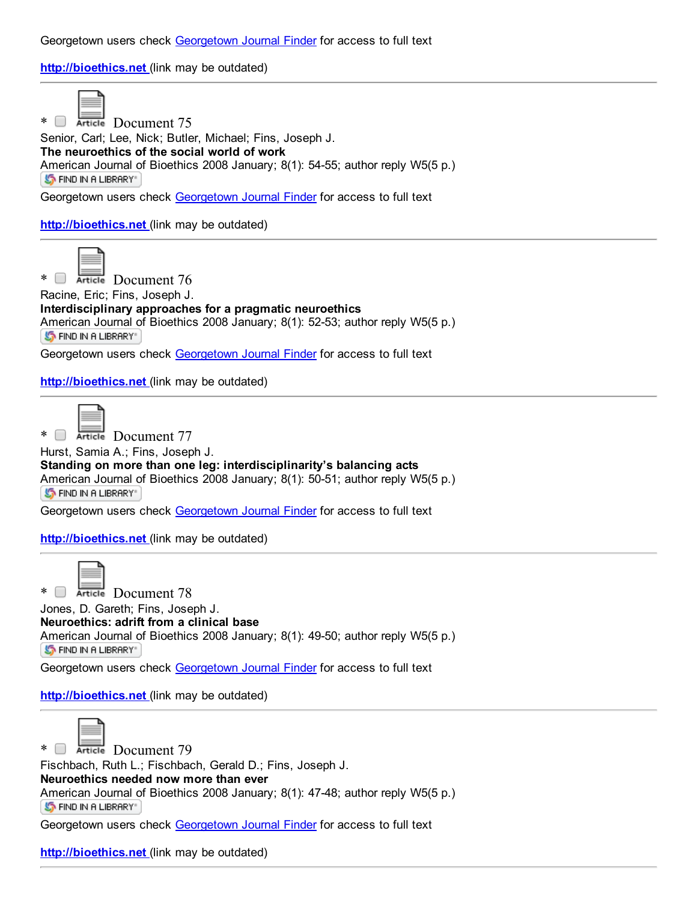Georgetown users check Georgetown Journal Finder for access to full text

**http://bioethics.net** (link may be outdated)

---

* Article Document 75
Senior, Carl; Lee, Nick; Butler, Michael; Fins, Joseph J.
**The neuroethics of the social world of work**
American Journal of Bioethics 2008 January; 8(1): 54-55; author reply W5(5 p.)
FIND IN A LIBRARY
Georgetown users check Georgetown Journal Finder for access to full text

**http://bioethics.net** (link may be outdated)

---

* Article Document 76
Racine, Eric; Fins, Joseph J.
**Interdisciplinary approaches for a pragmatic neuroethics**
American Journal of Bioethics 2008 January; 8(1): 52-53; author reply W5(5 p.)
FIND IN A LIBRARY
Georgetown users check Georgetown Journal Finder for access to full text

**http://bioethics.net** (link may be outdated)

---

* Article Document 77
Hurst, Samia A.; Fins, Joseph J.
**Standing on more than one leg: interdisciplinarity's balancing acts**
American Journal of Bioethics 2008 January; 8(1): 50-51; author reply W5(5 p.)
FIND IN A LIBRARY
Georgetown users check Georgetown Journal Finder for access to full text

**http://bioethics.net** (link may be outdated)

---

* Article Document 78
Jones, D. Gareth; Fins, Joseph J.
**Neuroethics: adrift from a clinical base**
American Journal of Bioethics 2008 January; 8(1): 49-50; author reply W5(5 p.)
FIND IN A LIBRARY
Georgetown users check Georgetown Journal Finder for access to full text

**http://bioethics.net** (link may be outdated)

---

* Article Document 79
Fischbach, Ruth L.; Fischbach, Gerald D.; Fins, Joseph J.
**Neuroethics needed now more than ever**
American Journal of Bioethics 2008 January; 8(1): 47-48; author reply W5(5 p.)
FIND IN A LIBRARY
Georgetown users check Georgetown Journal Finder for access to full text

**http://bioethics.net** (link may be outdated)

---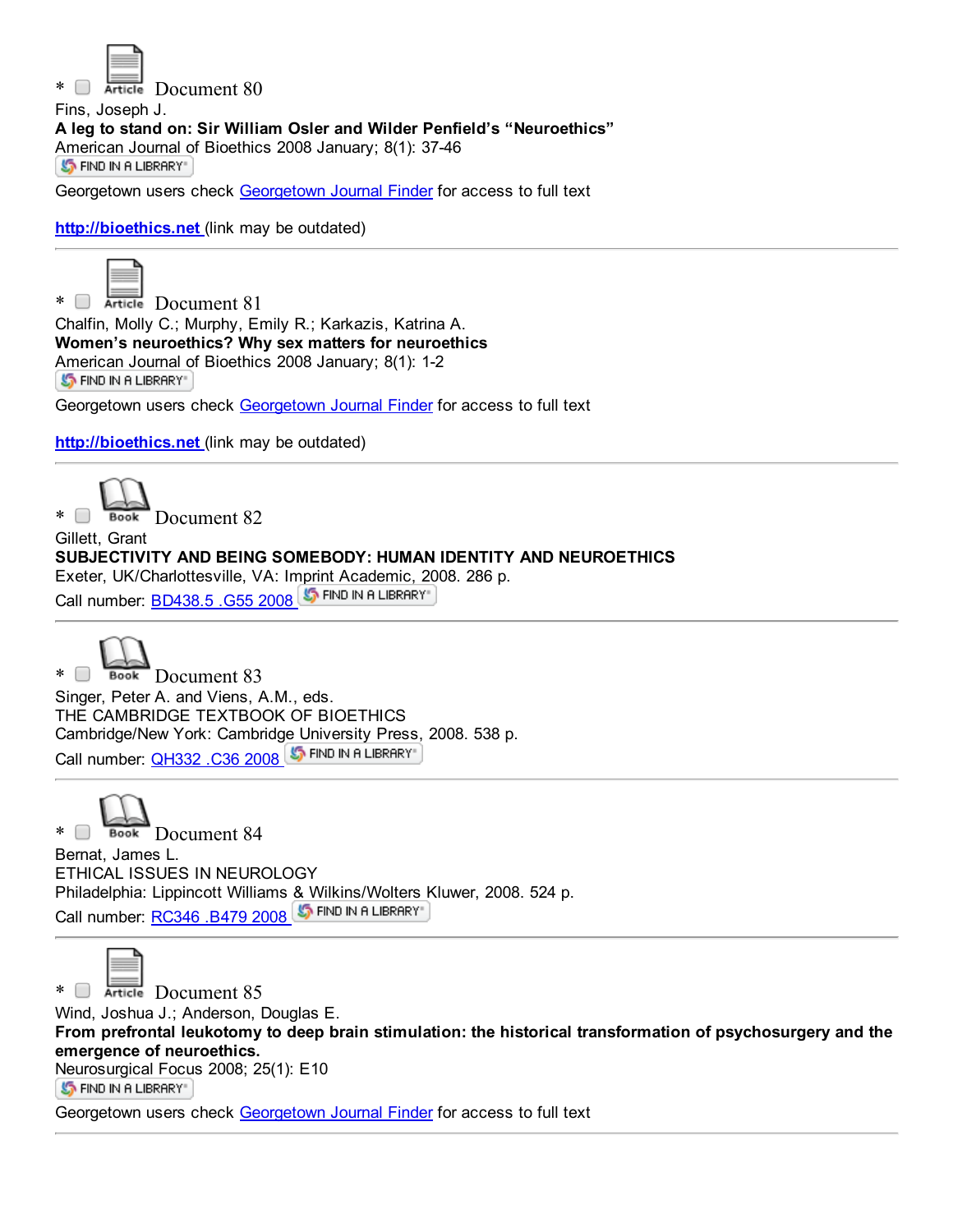\* Article Document 80

Fins, Joseph J.

**A leg to stand on: Sir William Osler and Wilder Penfield's "Neuroethics"**

American Journal of Bioethics 2008 January; 8(1): 37-46

FIND IN A LIBRARY

Georgetown users check Georgetown Journal Finder for access to full text

**http://bioethics.net** (link may be outdated)

---

\* Article Document 81

Chalfin, Molly C.; Murphy, Emily R.; Karkazis, Katrina A.

**Women's neuroethics? Why sex matters for neuroethics**

American Journal of Bioethics 2008 January; 8(1): 1-2

FIND IN A LIBRARY

Georgetown users check Georgetown Journal Finder for access to full text

**http://bioethics.net** (link may be outdated)

---

\* Book Document 82

Gillett, Grant

**SUBJECTIVITY AND BEING SOMEBODY: HUMAN IDENTITY AND NEUROETHICS**

Exeter, UK/Charlottesville, VA: Imprint Academic, 2008. 286 p.

Call number: BD438.5 .G55 2008 FIND IN A LIBRARY

---

\* Book Document 83

Singer, Peter A. and Viens, A.M., eds.

THE CAMBRIDGE TEXTBOOK OF BIOETHICS

Cambridge/New York: Cambridge University Press, 2008. 538 p.

Call number: QH332 .C36 2008 FIND IN A LIBRARY

---

\* Book Document 84

Bernat, James L.

ETHICAL ISSUES IN NEUROLOGY

Philadelphia: Lippincott Williams & Wilkins/Wolters Kluwer, 2008. 524 p.

Call number: RC346 .B479 2008 FIND IN A LIBRARY

---

\* Article Document 85

Wind, Joshua J.; Anderson, Douglas E.

**From prefrontal leukotomy to deep brain stimulation: the historical transformation of psychosurgery and the emergence of neuroethics.**

Neurosurgical Focus 2008; 25(1): E10

FIND IN A LIBRARY

Georgetown users check Georgetown Journal Finder for access to full text

---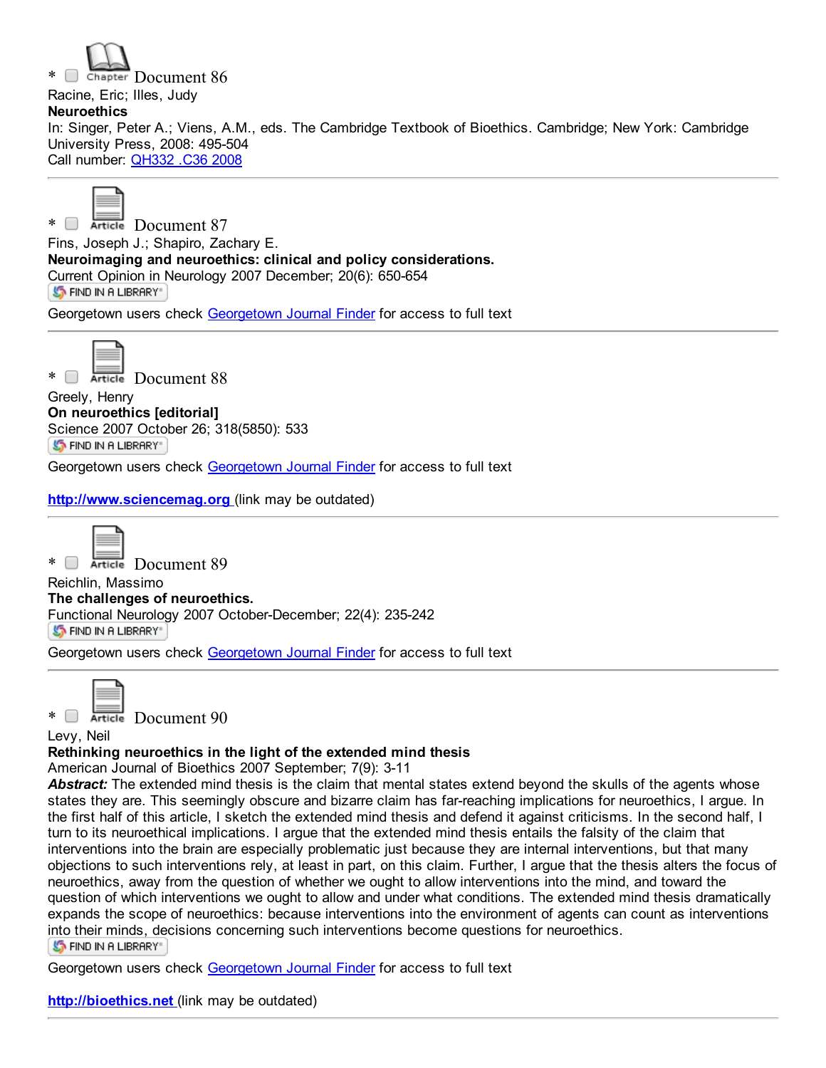* Chapter Document 86

Racine, Eric; Illes, Judy

**Neuroethics**

In: Singer, Peter A.; Viens, A.M., eds. The Cambridge Textbook of Bioethics. Cambridge; New York: Cambridge University Press, 2008: 495-504

Call number: QH332 .C36 2008

---

* Article Document 87

Fins, Joseph J.; Shapiro, Zachary E.

**Neuroimaging and neuroethics: clinical and policy considerations.**

Current Opinion in Neurology 2007 December; 20(6): 650-654

FIND IN A LIBRARY

Georgetown users check Georgetown Journal Finder for access to full text

---

* Article Document 88

Greely, Henry

**On neuroethics [editorial]**

Science 2007 October 26; 318(5850): 533

FIND IN A LIBRARY

Georgetown users check Georgetown Journal Finder for access to full text

**http://www.sciencemag.org** (link may be outdated)

---

* Article Document 89

Reichlin, Massimo

**The challenges of neuroethics.**

Functional Neurology 2007 October-December; 22(4): 235-242

FIND IN A LIBRARY

Georgetown users check Georgetown Journal Finder for access to full text

---

* Article Document 90

Levy, Neil

**Rethinking neuroethics in the light of the extended mind thesis**

American Journal of Bioethics 2007 September; 7(9): 3-11

***Abstract:*** The extended mind thesis is the claim that mental states extend beyond the skulls of the agents whose states they are. This seemingly obscure and bizarre claim has far-reaching implications for neuroethics, I argue. In the first half of this article, I sketch the extended mind thesis and defend it against criticisms. In the second half, I turn to its neuroethical implications. I argue that the extended mind thesis entails the falsity of the claim that interventions into the brain are especially problematic just because they are internal interventions, but that many objections to such interventions rely, at least in part, on this claim. Further, I argue that the thesis alters the focus of neuroethics, away from the question of whether we ought to allow interventions into the mind, and toward the question of which interventions we ought to allow and under what conditions. The extended mind thesis dramatically expands the scope of neuroethics: because interventions into the environment of agents can count as interventions into their minds, decisions concerning such interventions become questions for neuroethics.

FIND IN A LIBRARY

Georgetown users check Georgetown Journal Finder for access to full text

**http://bioethics.net** (link may be outdated)

---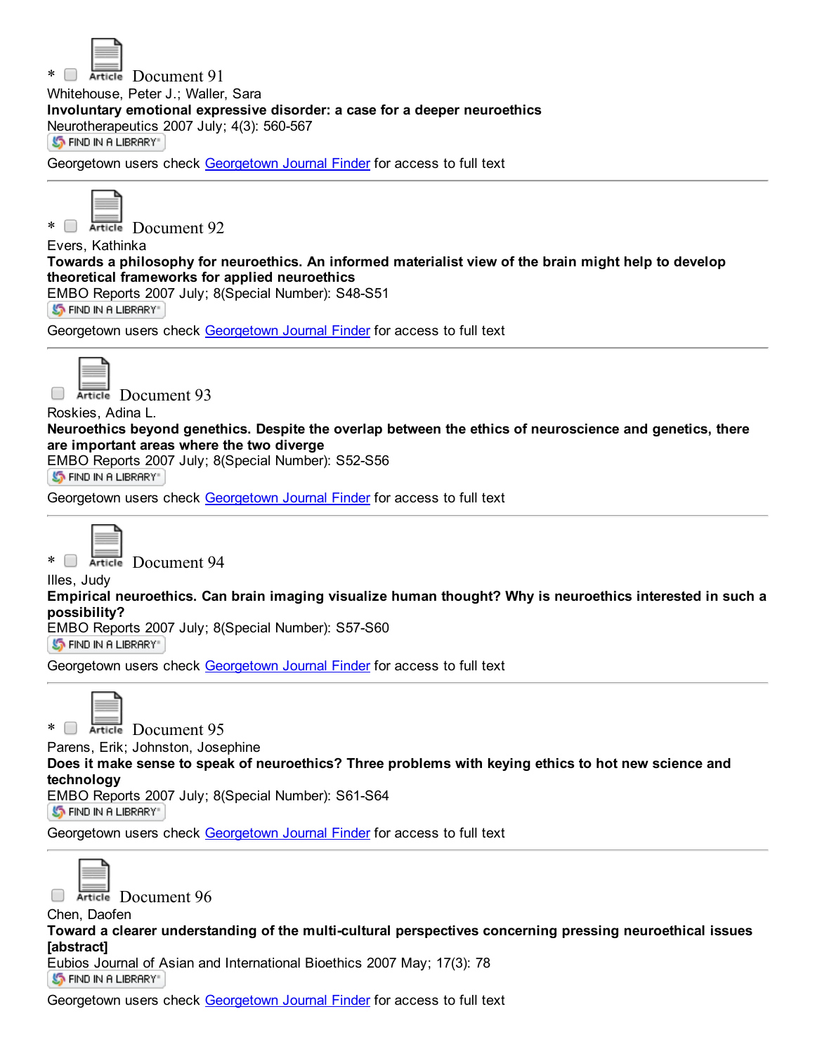* Article Document 91

Whitehouse, Peter J.; Waller, Sara

**Involuntary emotional expressive disorder: a case for a deeper neuroethics**

Neurotherapeutics 2007 July; 4(3): 560-567

FIND IN A LIBRARY

Georgetown users check Georgetown Journal Finder for access to full text

---

* Article Document 92

Evers, Kathinka

**Towards a philosophy for neuroethics. An informed materialist view of the brain might help to develop theoretical frameworks for applied neuroethics**

EMBO Reports 2007 July; 8(Special Number): S48-S51

FIND IN A LIBRARY

Georgetown users check Georgetown Journal Finder for access to full text

---

Article Document 93

Roskies, Adina L.

**Neuroethics beyond genethics. Despite the overlap between the ethics of neuroscience and genetics, there are important areas where the two diverge**

EMBO Reports 2007 July; 8(Special Number): S52-S56

FIND IN A LIBRARY

Georgetown users check Georgetown Journal Finder for access to full text

---

* Article Document 94

Illes, Judy

**Empirical neuroethics. Can brain imaging visualize human thought? Why is neuroethics interested in such a possibility?**

EMBO Reports 2007 July; 8(Special Number): S57-S60

FIND IN A LIBRARY

Georgetown users check Georgetown Journal Finder for access to full text

---

* Article Document 95

Parens, Erik; Johnston, Josephine

**Does it make sense to speak of neuroethics? Three problems with keying ethics to hot new science and technology**

EMBO Reports 2007 July; 8(Special Number): S61-S64

FIND IN A LIBRARY

Georgetown users check Georgetown Journal Finder for access to full text

---

Article Document 96

Chen, Daofen

**Toward a clearer understanding of the multi-cultural perspectives concerning pressing neuroethical issues [abstract]**

Eubios Journal of Asian and International Bioethics 2007 May; 17(3): 78

FIND IN A LIBRARY

Georgetown users check Georgetown Journal Finder for access to full text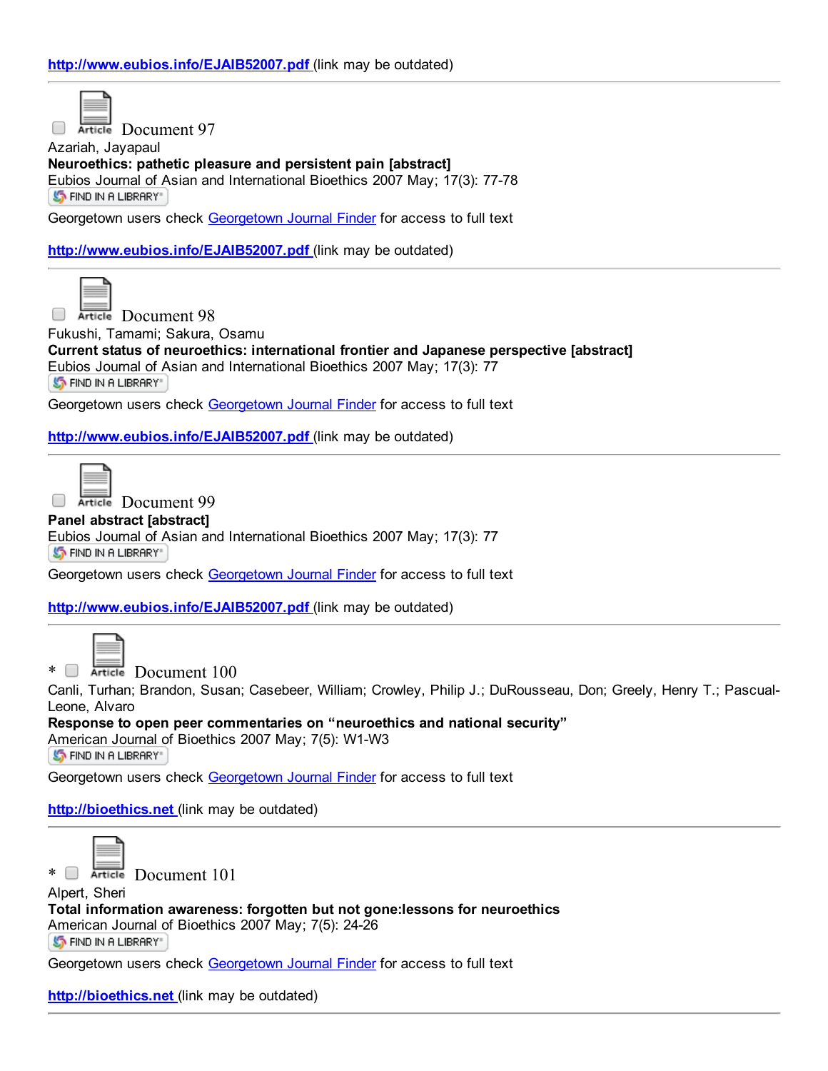**http://www.eubios.info/EJAIB52007.pdf** (link may be outdated)

---

Article Document 97

Azariah, Jayapaul

**Neuroethics: pathetic pleasure and persistent pain [abstract]**

Eubios Journal of Asian and International Bioethics 2007 May; 17(3): 77-78

FIND IN A LIBRARY

Georgetown users check Georgetown Journal Finder for access to full text

**http://www.eubios.info/EJAIB52007.pdf** (link may be outdated)

---

Article Document 98

Fukushi, Tamami; Sakura, Osamu

**Current status of neuroethics: international frontier and Japanese perspective [abstract]**

Eubios Journal of Asian and International Bioethics 2007 May; 17(3): 77

FIND IN A LIBRARY

Georgetown users check Georgetown Journal Finder for access to full text

**http://www.eubios.info/EJAIB52007.pdf** (link may be outdated)

---

Article Document 99

**Panel abstract [abstract]**

Eubios Journal of Asian and International Bioethics 2007 May; 17(3): 77

FIND IN A LIBRARY

Georgetown users check Georgetown Journal Finder for access to full text

**http://www.eubios.info/EJAIB52007.pdf** (link may be outdated)

---

* Article Document 100

Canli, Turhan; Brandon, Susan; Casebeer, William; Crowley, Philip J.; DuRousseau, Don; Greely, Henry T.; Pascual-Leone, Alvaro

**Response to open peer commentaries on "neuroethics and national security"**

American Journal of Bioethics 2007 May; 7(5): W1-W3

FIND IN A LIBRARY

Georgetown users check Georgetown Journal Finder for access to full text

**http://bioethics.net** (link may be outdated)

---

* Article Document 101

Alpert, Sheri

**Total information awareness: forgotten but not gone:lessons for neuroethics**

American Journal of Bioethics 2007 May; 7(5): 24-26

FIND IN A LIBRARY

Georgetown users check Georgetown Journal Finder for access to full text

**http://bioethics.net** (link may be outdated)

---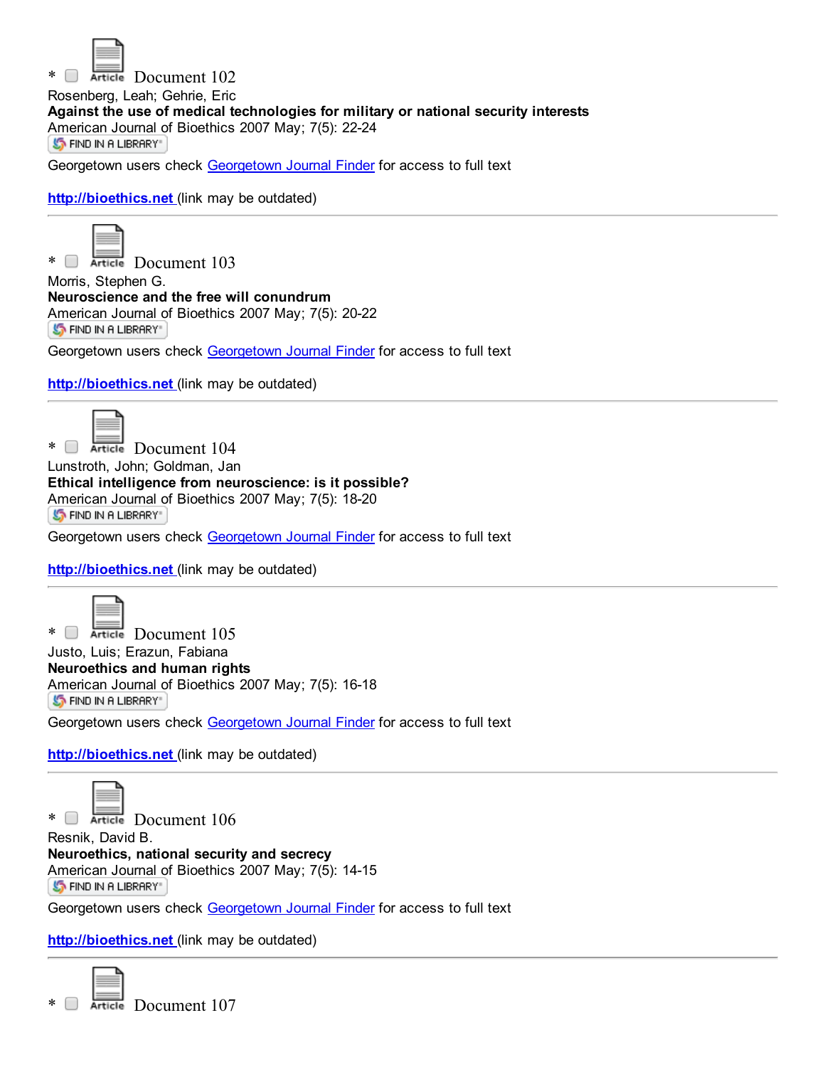* Article Document 102

Rosenberg, Leah; Gehrie, Eric

**Against the use of medical technologies for military or national security interests**

American Journal of Bioethics 2007 May; 7(5): 22-24

FIND IN A LIBRARY

Georgetown users check Georgetown Journal Finder for access to full text

**http://bioethics.net** (link may be outdated)

---

* Article Document 103

Morris, Stephen G.

**Neuroscience and the free will conundrum**

American Journal of Bioethics 2007 May; 7(5): 20-22

FIND IN A LIBRARY

Georgetown users check Georgetown Journal Finder for access to full text

**http://bioethics.net** (link may be outdated)

---

* Article Document 104

Lunstroth, John; Goldman, Jan

**Ethical intelligence from neuroscience: is it possible?**

American Journal of Bioethics 2007 May; 7(5): 18-20

FIND IN A LIBRARY

Georgetown users check Georgetown Journal Finder for access to full text

**http://bioethics.net** (link may be outdated)

---

* Article Document 105

Justo, Luis; Erazun, Fabiana

**Neuroethics and human rights**

American Journal of Bioethics 2007 May; 7(5): 16-18

FIND IN A LIBRARY

Georgetown users check Georgetown Journal Finder for access to full text

**http://bioethics.net** (link may be outdated)

---

* Article Document 106

Resnik, David B.

**Neuroethics, national security and secrecy**

American Journal of Bioethics 2007 May; 7(5): 14-15

FIND IN A LIBRARY

Georgetown users check Georgetown Journal Finder for access to full text

**http://bioethics.net** (link may be outdated)

---

* Article Document 107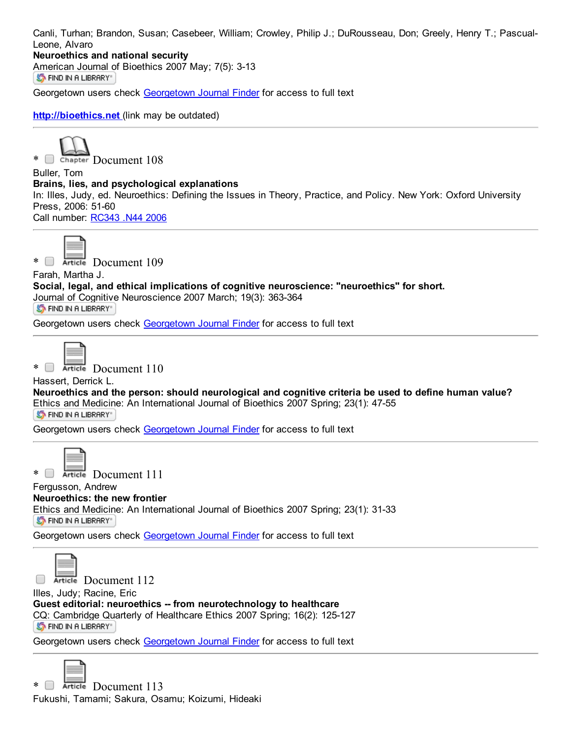Canli, Turhan; Brandon, Susan; Casebeer, William; Crowley, Philip J.; DuRousseau, Don; Greely, Henry T.; Pascual-Leone, Alvaro
**Neuroethics and national security**
American Journal of Bioethics 2007 May; 7(5): 3-13
FIND IN A LIBRARY
Georgetown users check Georgetown Journal Finder for access to full text

**http://bioethics.net** (link may be outdated)

---

* Chapter Document 108
Buller, Tom
**Brains, lies, and psychological explanations**
In: Illes, Judy, ed. Neuroethics: Defining the Issues in Theory, Practice, and Policy. New York: Oxford University Press, 2006: 51-60
Call number: RC343 .N44 2006

---

* Article Document 109
Farah, Martha J.
**Social, legal, and ethical implications of cognitive neuroscience: "neuroethics" for short.**
Journal of Cognitive Neuroscience 2007 March; 19(3): 363-364
FIND IN A LIBRARY
Georgetown users check Georgetown Journal Finder for access to full text

---

* Article Document 110
Hassert, Derrick L.
**Neuroethics and the person: should neurological and cognitive criteria be used to define human value?**
Ethics and Medicine: An International Journal of Bioethics 2007 Spring; 23(1): 47-55
FIND IN A LIBRARY
Georgetown users check Georgetown Journal Finder for access to full text

---

* Article Document 111
Fergusson, Andrew
**Neuroethics: the new frontier**
Ethics and Medicine: An International Journal of Bioethics 2007 Spring; 23(1): 31-33
FIND IN A LIBRARY
Georgetown users check Georgetown Journal Finder for access to full text

---

Article Document 112
Illes, Judy; Racine, Eric
**Guest editorial: neuroethics -- from neurotechnology to healthcare**
CQ: Cambridge Quarterly of Healthcare Ethics 2007 Spring; 16(2): 125-127
FIND IN A LIBRARY
Georgetown users check Georgetown Journal Finder for access to full text

---

* Article Document 113
Fukushi, Tamami; Sakura, Osamu; Koizumi, Hideaki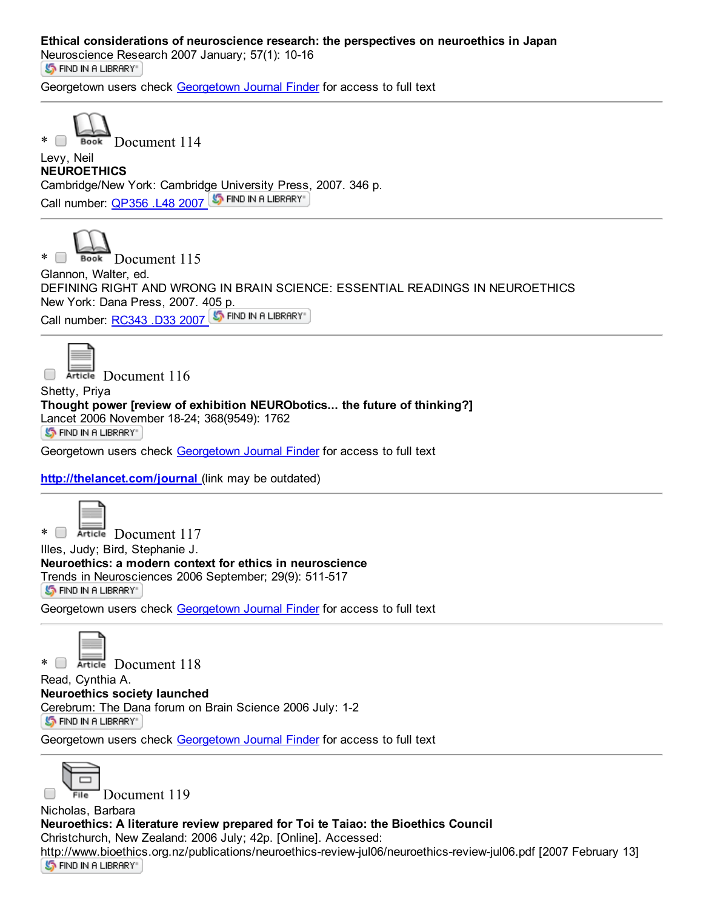**Ethical considerations of neuroscience research: the perspectives on neuroethics in Japan**
Neuroscience Research 2007 January; 57(1): 10-16
FIND IN A LIBRARY

Georgetown users check Georgetown Journal Finder for access to full text

---

* Book Document 114
Levy, Neil
**NEUROETHICS**
Cambridge/New York: Cambridge University Press, 2007. 346 p.
Call number: QP356 .L48 2007 FIND IN A LIBRARY

---

* Book Document 115
Glannon, Walter, ed.
DEFINING RIGHT AND WRONG IN BRAIN SCIENCE: ESSENTIAL READINGS IN NEUROETHICS
New York: Dana Press, 2007. 405 p.
Call number: RC343 .D33 2007 FIND IN A LIBRARY

---

Article Document 116
Shetty, Priya
**Thought power [review of exhibition NEURObotics... the future of thinking?]**
Lancet 2006 November 18-24; 368(9549): 1762
FIND IN A LIBRARY

Georgetown users check Georgetown Journal Finder for access to full text

**http://thelancet.com/journal** (link may be outdated)

---

* Article Document 117
Illes, Judy; Bird, Stephanie J.
**Neuroethics: a modern context for ethics in neuroscience**
Trends in Neurosciences 2006 September; 29(9): 511-517
FIND IN A LIBRARY

Georgetown users check Georgetown Journal Finder for access to full text

---

* Article Document 118
Read, Cynthia A.
**Neuroethics society launched**
Cerebrum: The Dana forum on Brain Science 2006 July: 1-2
FIND IN A LIBRARY

Georgetown users check Georgetown Journal Finder for access to full text

---

File Document 119
Nicholas, Barbara
**Neuroethics: A literature review prepared for Toi te Taiao: the Bioethics Council**
Christchurch, New Zealand: 2006 July; 42p. [Online]. Accessed:
http://www.bioethics.org.nz/publications/neuroethics-review-jul06/neuroethics-review-jul06.pdf [2007 February 13]
FIND IN A LIBRARY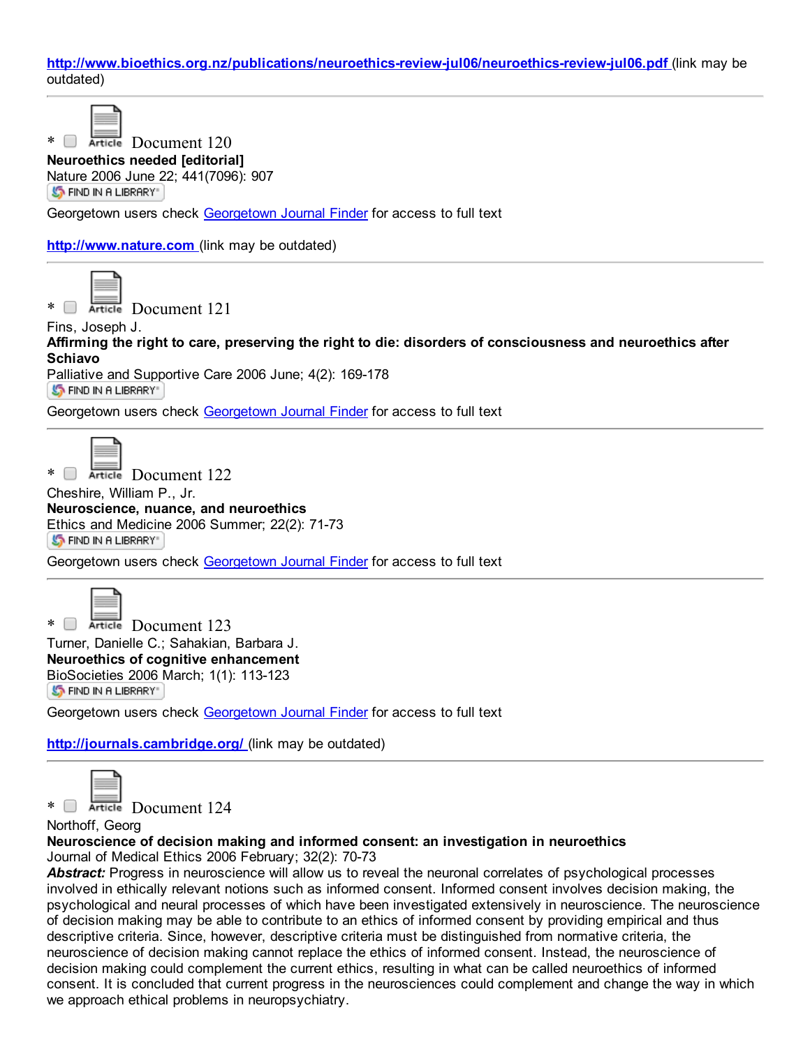http://www.bioethics.org.nz/publications/neuroethics-review-jul06/neuroethics-review-jul06.pdf (link may be outdated)

---

* Article Document 120
**Neuroethics needed [editorial]**
Nature 2006 June 22; 441(7096): 907
FIND IN A LIBRARY
Georgetown users check Georgetown Journal Finder for access to full text

http://www.nature.com (link may be outdated)

---

* Article Document 121
Fins, Joseph J.
**Affirming the right to care, preserving the right to die: disorders of consciousness and neuroethics after Schiavo**
Palliative and Supportive Care 2006 June; 4(2): 169-178
FIND IN A LIBRARY
Georgetown users check Georgetown Journal Finder for access to full text

---

* Article Document 122
Cheshire, William P., Jr.
**Neuroscience, nuance, and neuroethics**
Ethics and Medicine 2006 Summer; 22(2): 71-73
FIND IN A LIBRARY
Georgetown users check Georgetown Journal Finder for access to full text

---

* Article Document 123
Turner, Danielle C.; Sahakian, Barbara J.
**Neuroethics of cognitive enhancement**
BioSocieties 2006 March; 1(1): 113-123
FIND IN A LIBRARY
Georgetown users check Georgetown Journal Finder for access to full text

http://journals.cambridge.org/ (link may be outdated)

---

* Article Document 124
Northoff, Georg
**Neuroscience of decision making and informed consent: an investigation in neuroethics**
Journal of Medical Ethics 2006 February; 32(2): 70-73
***Abstract:*** Progress in neuroscience will allow us to reveal the neuronal correlates of psychological processes involved in ethically relevant notions such as informed consent. Informed consent involves decision making, the psychological and neural processes of which have been investigated extensively in neuroscience. The neuroscience of decision making may be able to contribute to an ethics of informed consent by providing empirical and thus descriptive criteria. Since, however, descriptive criteria must be distinguished from normative criteria, the neuroscience of decision making cannot replace the ethics of informed consent. Instead, the neuroscience of decision making could complement the current ethics, resulting in what can be called neuroethics of informed consent. It is concluded that current progress in the neurosciences could complement and change the way in which we approach ethical problems in neuropsychiatry.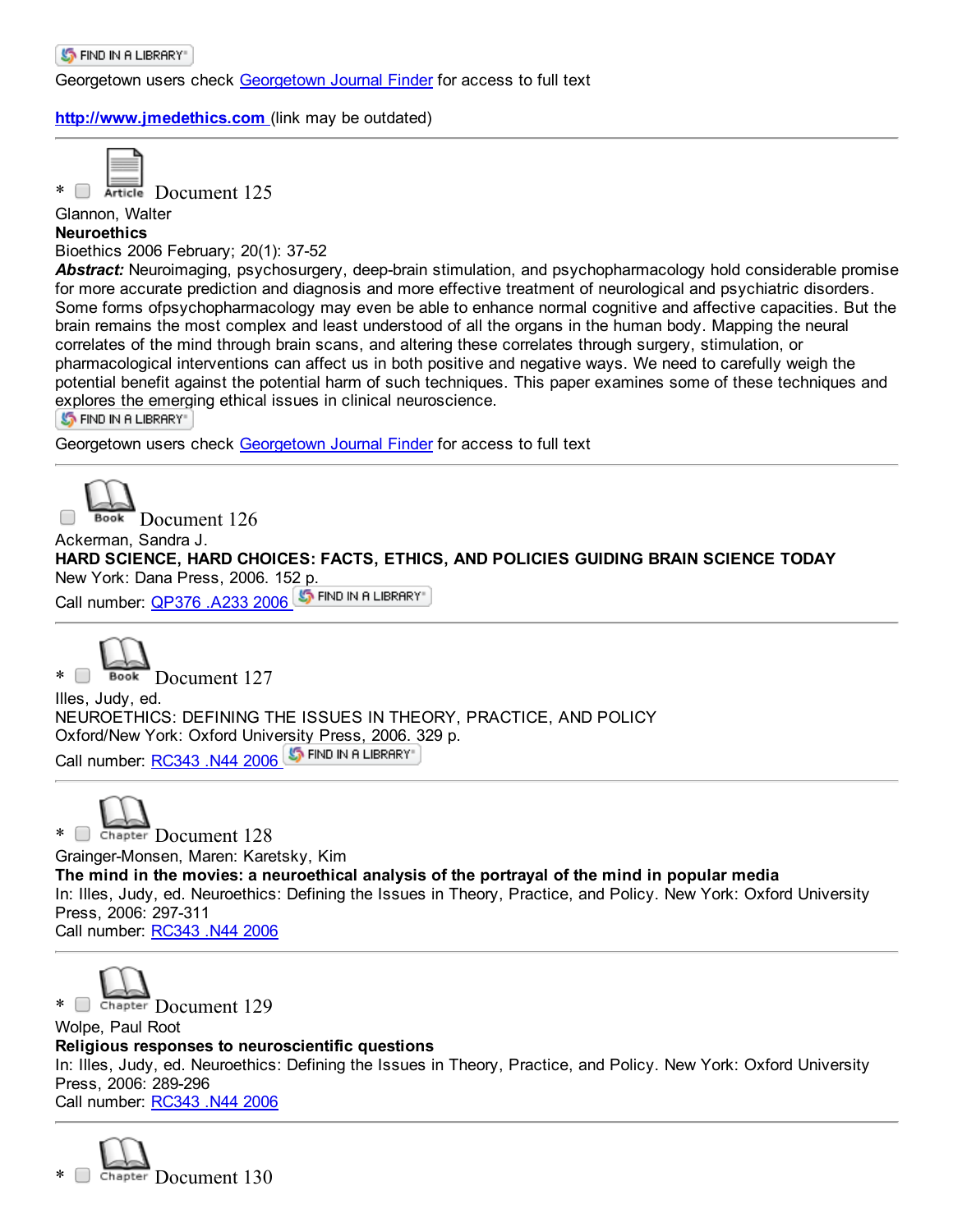FIND IN A LIBRARY

Georgetown users check Georgetown Journal Finder for access to full text

http://www.jmedethics.com (link may be outdated)

---

* Article Document 125

Glannon, Walter

**Neuroethics**

Bioethics 2006 February; 20(1): 37-52

***Abstract:*** Neuroimaging, psychosurgery, deep-brain stimulation, and psychopharmacology hold considerable promise for more accurate prediction and diagnosis and more effective treatment of neurological and psychiatric disorders. Some forms ofpsychopharmacology may even be able to enhance normal cognitive and affective capacities. But the brain remains the most complex and least understood of all the organs in the human body. Mapping the neural correlates of the mind through brain scans, and altering these correlates through surgery, stimulation, or pharmacological interventions can affect us in both positive and negative ways. We need to carefully weigh the potential benefit against the potential harm of such techniques. This paper examines some of these techniques and explores the emerging ethical issues in clinical neuroscience.

FIND IN A LIBRARY

Georgetown users check Georgetown Journal Finder for access to full text

---

Book Document 126

Ackerman, Sandra J.

**HARD SCIENCE, HARD CHOICES: FACTS, ETHICS, AND POLICIES GUIDING BRAIN SCIENCE TODAY**

New York: Dana Press, 2006. 152 p.

Call number: QP376 .A233 2006 FIND IN A LIBRARY

---

* Book Document 127

Illes, Judy, ed.

NEUROETHICS: DEFINING THE ISSUES IN THEORY, PRACTICE, AND POLICY

Oxford/New York: Oxford University Press, 2006. 329 p.

Call number: RC343 .N44 2006 FIND IN A LIBRARY

---

* Chapter Document 128

Grainger-Monsen, Maren: Karetsky, Kim

**The mind in the movies: a neuroethical analysis of the portrayal of the mind in popular media**

In: Illes, Judy, ed. Neuroethics: Defining the Issues in Theory, Practice, and Policy. New York: Oxford University Press, 2006: 297-311

Call number: RC343 .N44 2006

---

* Chapter Document 129

Wolpe, Paul Root

**Religious responses to neuroscientific questions**

In: Illes, Judy, ed. Neuroethics: Defining the Issues in Theory, Practice, and Policy. New York: Oxford University Press, 2006: 289-296

Call number: RC343 .N44 2006

---

* Chapter Document 130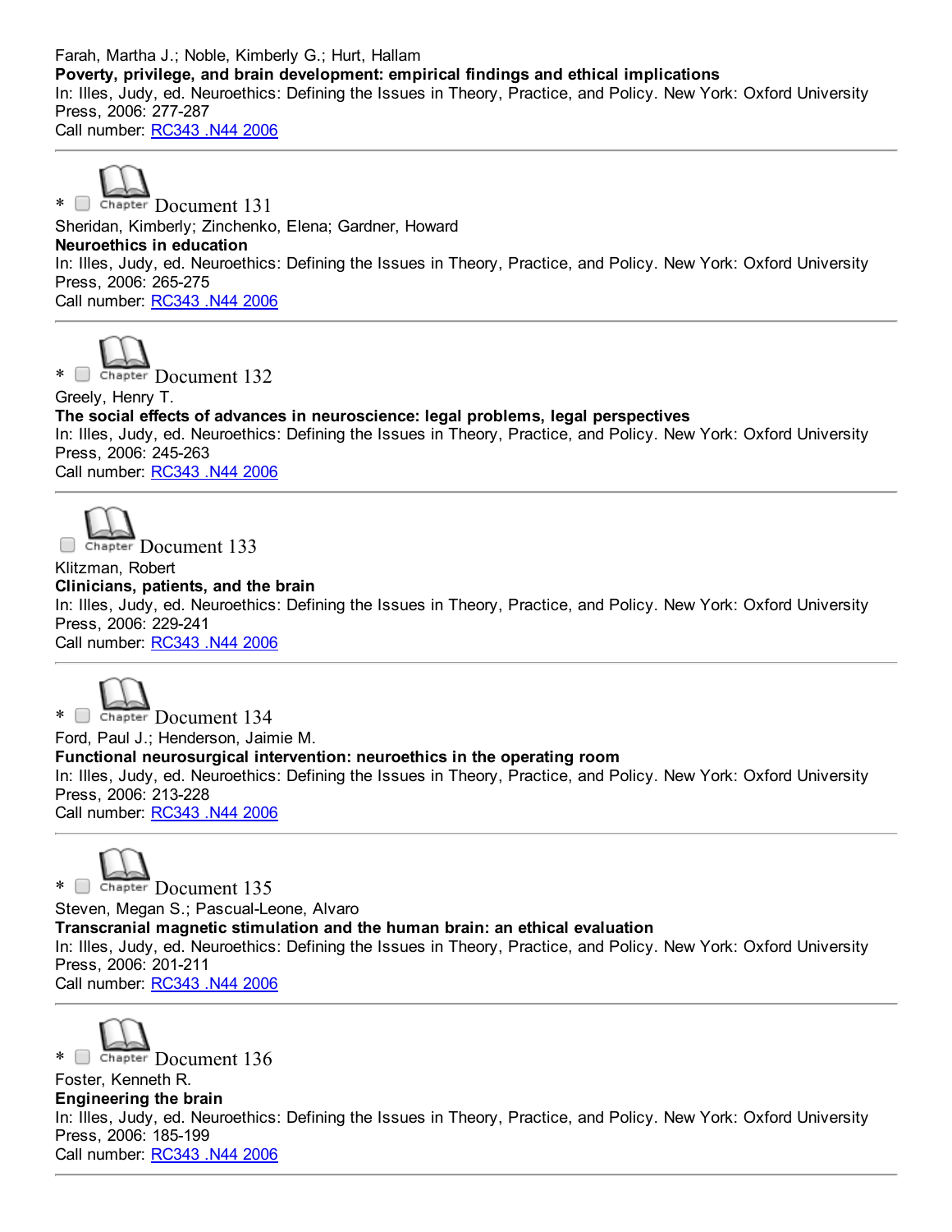Farah, Martha J.; Noble, Kimberly G.; Hurt, Hallam
**Poverty, privilege, and brain development: empirical findings and ethical implications**
In: Illes, Judy, ed. Neuroethics: Defining the Issues in Theory, Practice, and Policy. New York: Oxford University Press, 2006: 277-287
Call number: RC343 .N44 2006

---

* Chapter Document 131
Sheridan, Kimberly; Zinchenko, Elena; Gardner, Howard
**Neuroethics in education**
In: Illes, Judy, ed. Neuroethics: Defining the Issues in Theory, Practice, and Policy. New York: Oxford University Press, 2006: 265-275
Call number: RC343 .N44 2006

---

* Chapter Document 132
Greely, Henry T.
**The social effects of advances in neuroscience: legal problems, legal perspectives**
In: Illes, Judy, ed. Neuroethics: Defining the Issues in Theory, Practice, and Policy. New York: Oxford University Press, 2006: 245-263
Call number: RC343 .N44 2006

---

Chapter Document 133
Klitzman, Robert
**Clinicians, patients, and the brain**
In: Illes, Judy, ed. Neuroethics: Defining the Issues in Theory, Practice, and Policy. New York: Oxford University Press, 2006: 229-241
Call number: RC343 .N44 2006

---

* Chapter Document 134
Ford, Paul J.; Henderson, Jaimie M.
**Functional neurosurgical intervention: neuroethics in the operating room**
In: Illes, Judy, ed. Neuroethics: Defining the Issues in Theory, Practice, and Policy. New York: Oxford University Press, 2006: 213-228
Call number: RC343 .N44 2006

---

* Chapter Document 135
Steven, Megan S.; Pascual-Leone, Alvaro
**Transcranial magnetic stimulation and the human brain: an ethical evaluation**
In: Illes, Judy, ed. Neuroethics: Defining the Issues in Theory, Practice, and Policy. New York: Oxford University Press, 2006: 201-211
Call number: RC343 .N44 2006

---

* Chapter Document 136
Foster, Kenneth R.
**Engineering the brain**
In: Illes, Judy, ed. Neuroethics: Defining the Issues in Theory, Practice, and Policy. New York: Oxford University Press, 2006: 185-199
Call number: RC343 .N44 2006

---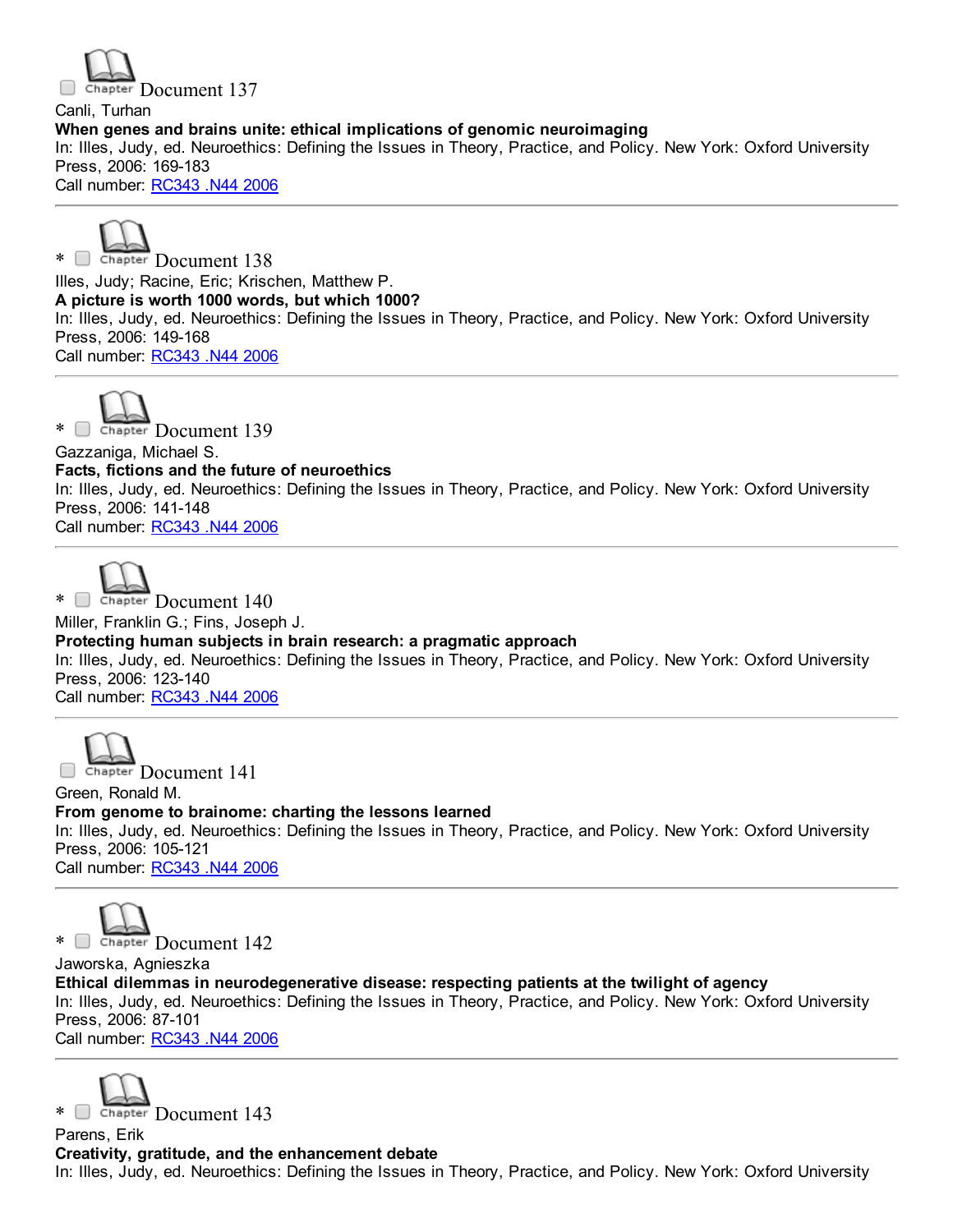Chapter Document 137

Canli, Turhan

**When genes and brains unite: ethical implications of genomic neuroimaging**

In: Illes, Judy, ed. Neuroethics: Defining the Issues in Theory, Practice, and Policy. New York: Oxford University Press, 2006: 169-183

Call number: RC343 .N44 2006

---

* Chapter Document 138

Illes, Judy; Racine, Eric; Krischen, Matthew P.

**A picture is worth 1000 words, but which 1000?**

In: Illes, Judy, ed. Neuroethics: Defining the Issues in Theory, Practice, and Policy. New York: Oxford University Press, 2006: 149-168

Call number: RC343 .N44 2006

---

* Chapter Document 139

Gazzaniga, Michael S.

**Facts, fictions and the future of neuroethics**

In: Illes, Judy, ed. Neuroethics: Defining the Issues in Theory, Practice, and Policy. New York: Oxford University Press, 2006: 141-148

Call number: RC343 .N44 2006

---

* Chapter Document 140

Miller, Franklin G.; Fins, Joseph J.

**Protecting human subjects in brain research: a pragmatic approach**

In: Illes, Judy, ed. Neuroethics: Defining the Issues in Theory, Practice, and Policy. New York: Oxford University Press, 2006: 123-140

Call number: RC343 .N44 2006

---

Chapter Document 141

Green, Ronald M.

**From genome to brainome: charting the lessons learned**

In: Illes, Judy, ed. Neuroethics: Defining the Issues in Theory, Practice, and Policy. New York: Oxford University Press, 2006: 105-121

Call number: RC343 .N44 2006

---

* Chapter Document 142

Jaworska, Agnieszka

**Ethical dilemmas in neurodegenerative disease: respecting patients at the twilight of agency**

In: Illes, Judy, ed. Neuroethics: Defining the Issues in Theory, Practice, and Policy. New York: Oxford University Press, 2006: 87-101

Call number: RC343 .N44 2006

---

* Chapter Document 143

Parens, Erik

**Creativity, gratitude, and the enhancement debate**

In: Illes, Judy, ed. Neuroethics: Defining the Issues in Theory, Practice, and Policy. New York: Oxford University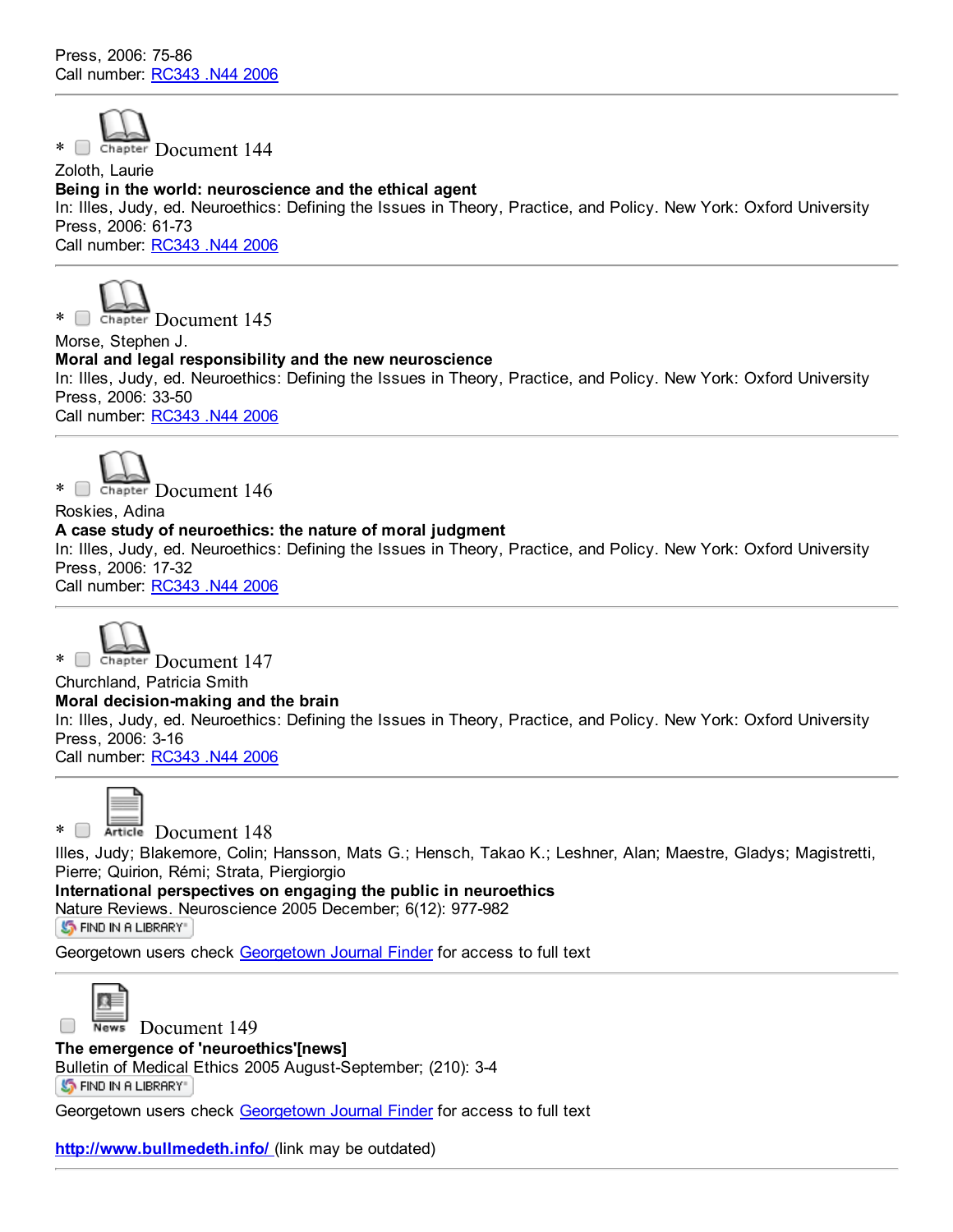Press, 2006: 75-86
Call number: RC343 .N44 2006

---

* Chapter Document 144
Zoloth, Laurie
**Being in the world: neuroscience and the ethical agent**
In: Illes, Judy, ed. Neuroethics: Defining the Issues in Theory, Practice, and Policy. New York: Oxford University Press, 2006: 61-73
Call number: RC343 .N44 2006

---

* Chapter Document 145
Morse, Stephen J.
**Moral and legal responsibility and the new neuroscience**
In: Illes, Judy, ed. Neuroethics: Defining the Issues in Theory, Practice, and Policy. New York: Oxford University Press, 2006: 33-50
Call number: RC343 .N44 2006

---

* Chapter Document 146
Roskies, Adina
**A case study of neuroethics: the nature of moral judgment**
In: Illes, Judy, ed. Neuroethics: Defining the Issues in Theory, Practice, and Policy. New York: Oxford University Press, 2006: 17-32
Call number: RC343 .N44 2006

---

* Chapter Document 147
Churchland, Patricia Smith
**Moral decision-making and the brain**
In: Illes, Judy, ed. Neuroethics: Defining the Issues in Theory, Practice, and Policy. New York: Oxford University Press, 2006: 3-16
Call number: RC343 .N44 2006

---

* Article Document 148
Illes, Judy; Blakemore, Colin; Hansson, Mats G.; Hensch, Takao K.; Leshner, Alan; Maestre, Gladys; Magistretti, Pierre; Quirion, Rémi; Strata, Piergiorgio
**International perspectives on engaging the public in neuroethics**
Nature Reviews. Neuroscience 2005 December; 6(12): 977-982
FIND IN A LIBRARY
Georgetown users check Georgetown Journal Finder for access to full text

---

News Document 149
**The emergence of 'neuroethics'[news]**
Bulletin of Medical Ethics 2005 August-September; (210): 3-4
FIND IN A LIBRARY
Georgetown users check Georgetown Journal Finder for access to full text

**http://www.bullmedeth.info/** (link may be outdated)

---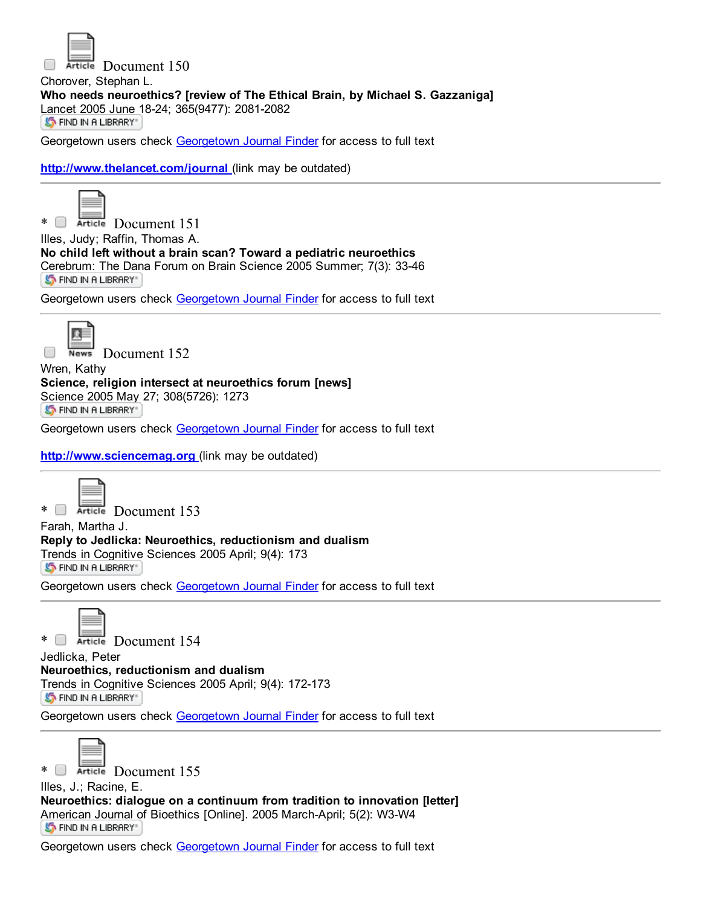Article Document 150

Chorover, Stephan L.

**Who needs neuroethics? [review of The Ethical Brain, by Michael S. Gazzaniga]**

Lancet 2005 June 18-24; 365(9477): 2081-2082

FIND IN A LIBRARY

Georgetown users check Georgetown Journal Finder for access to full text

**http://www.thelancet.com/journal** (link may be outdated)

---

* Article Document 151

Illes, Judy; Raffin, Thomas A.

**No child left without a brain scan? Toward a pediatric neuroethics**

Cerebrum: The Dana Forum on Brain Science 2005 Summer; 7(3): 33-46

FIND IN A LIBRARY

Georgetown users check Georgetown Journal Finder for access to full text

---

News Document 152

Wren, Kathy

**Science, religion intersect at neuroethics forum [news]**

Science 2005 May 27; 308(5726): 1273

FIND IN A LIBRARY

Georgetown users check Georgetown Journal Finder for access to full text

**http://www.sciencemag.org** (link may be outdated)

---

* Article Document 153

Farah, Martha J.

**Reply to Jedlicka: Neuroethics, reductionism and dualism**

Trends in Cognitive Sciences 2005 April; 9(4): 173

FIND IN A LIBRARY

Georgetown users check Georgetown Journal Finder for access to full text

---

* Article Document 154

Jedlicka, Peter

**Neuroethics, reductionism and dualism**

Trends in Cognitive Sciences 2005 April; 9(4): 172-173

FIND IN A LIBRARY

Georgetown users check Georgetown Journal Finder for access to full text

---

* Article Document 155

Illes, J.; Racine, E.

**Neuroethics: dialogue on a continuum from tradition to innovation [letter]**

American Journal of Bioethics [Online]. 2005 March-April; 5(2): W3-W4

FIND IN A LIBRARY

Georgetown users check Georgetown Journal Finder for access to full text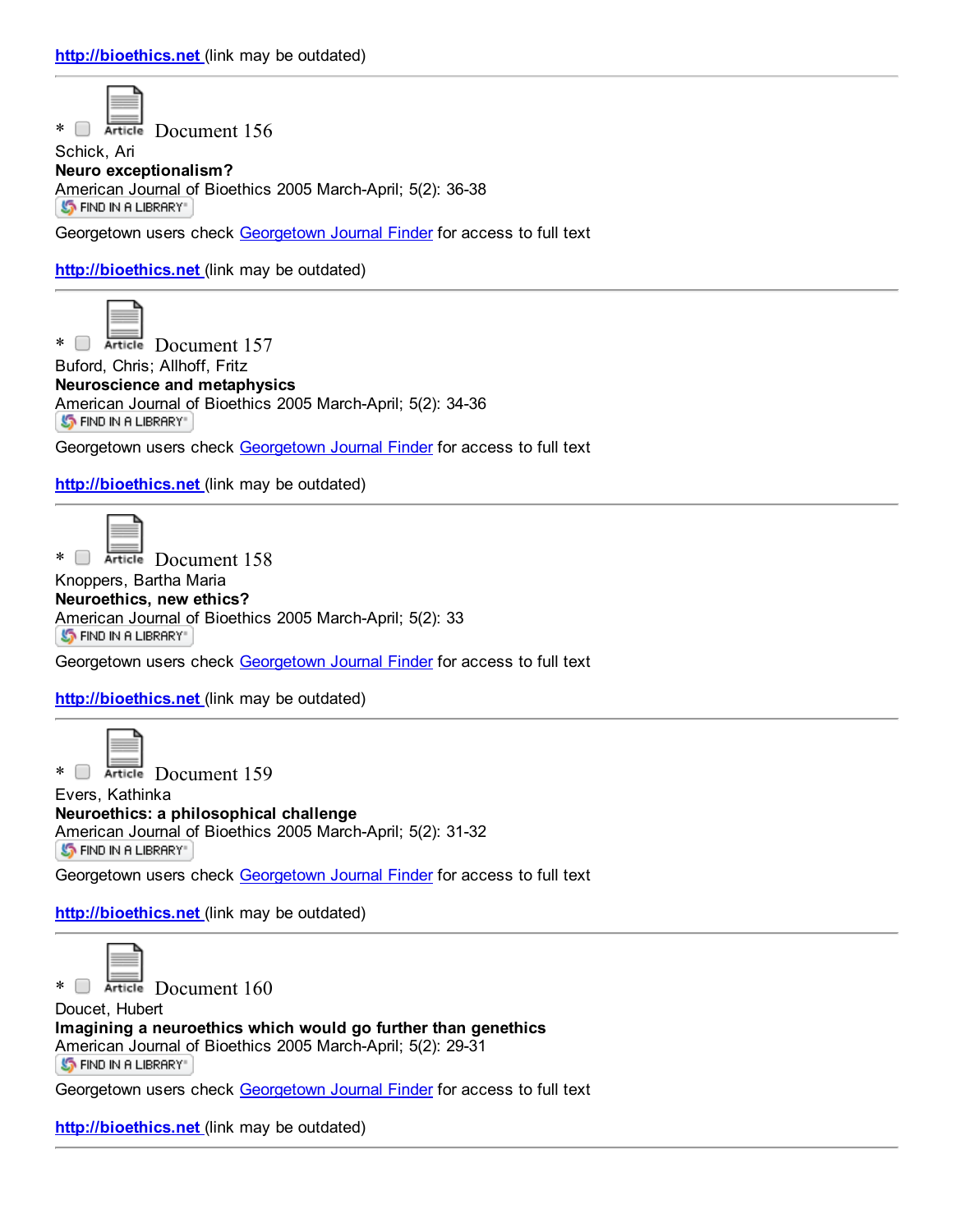http://bioethics.net (link may be outdated)

---

* Article Document 156

Schick, Ari

**Neuro exceptionalism?**

American Journal of Bioethics 2005 March-April; 5(2): 36-38

FIND IN A LIBRARY

Georgetown users check Georgetown Journal Finder for access to full text

http://bioethics.net (link may be outdated)

---

* Article Document 157

Buford, Chris; Allhoff, Fritz

**Neuroscience and metaphysics**

American Journal of Bioethics 2005 March-April; 5(2): 34-36

FIND IN A LIBRARY

Georgetown users check Georgetown Journal Finder for access to full text

http://bioethics.net (link may be outdated)

---

* Article Document 158

Knoppers, Bartha Maria

**Neuroethics, new ethics?**

American Journal of Bioethics 2005 March-April; 5(2): 33

FIND IN A LIBRARY

Georgetown users check Georgetown Journal Finder for access to full text

http://bioethics.net (link may be outdated)

---

* Article Document 159

Evers, Kathinka

**Neuroethics: a philosophical challenge**

American Journal of Bioethics 2005 March-April; 5(2): 31-32

FIND IN A LIBRARY

Georgetown users check Georgetown Journal Finder for access to full text

http://bioethics.net (link may be outdated)

---

* Article Document 160

Doucet, Hubert

**Imagining a neuroethics which would go further than genethics**

American Journal of Bioethics 2005 March-April; 5(2): 29-31

FIND IN A LIBRARY

Georgetown users check Georgetown Journal Finder for access to full text

http://bioethics.net (link may be outdated)

---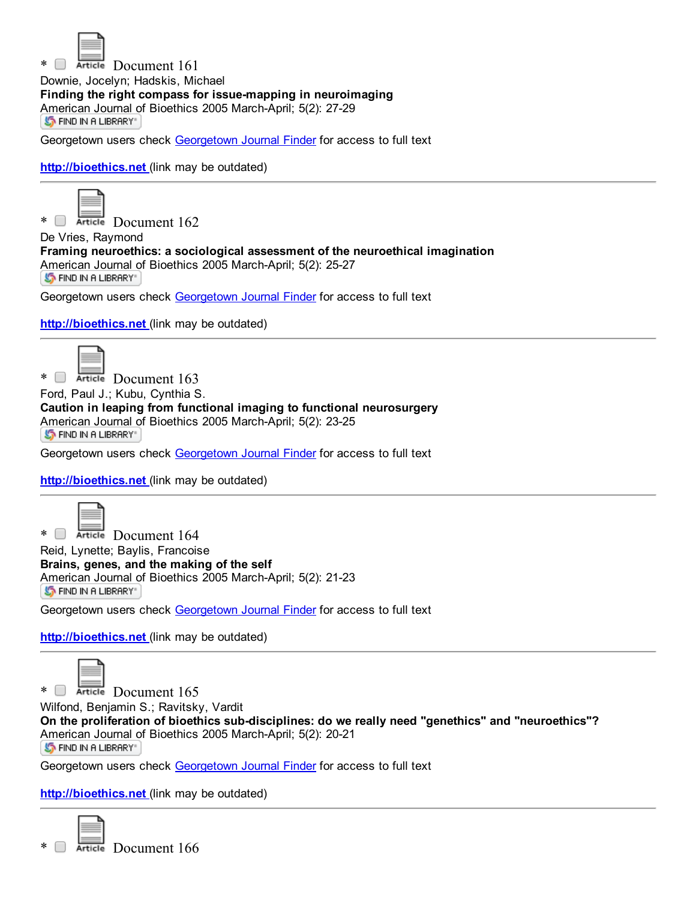\* Document 161

Downie, Jocelyn; Hadskis, Michael

**Finding the right compass for issue-mapping in neuroimaging**

American Journal of Bioethics 2005 March-April; 5(2): 27-29

FIND IN A LIBRARY

Georgetown users check Georgetown Journal Finder for access to full text

**http://bioethics.net** (link may be outdated)

---

\* Document 162

De Vries, Raymond

**Framing neuroethics: a sociological assessment of the neuroethical imagination**

American Journal of Bioethics 2005 March-April; 5(2): 25-27

FIND IN A LIBRARY

Georgetown users check Georgetown Journal Finder for access to full text

**http://bioethics.net** (link may be outdated)

---

\* Document 163

Ford, Paul J.; Kubu, Cynthia S.

**Caution in leaping from functional imaging to functional neurosurgery**

American Journal of Bioethics 2005 March-April; 5(2): 23-25

FIND IN A LIBRARY

Georgetown users check Georgetown Journal Finder for access to full text

**http://bioethics.net** (link may be outdated)

---

\* Document 164

Reid, Lynette; Baylis, Francoise

**Brains, genes, and the making of the self**

American Journal of Bioethics 2005 March-April; 5(2): 21-23

FIND IN A LIBRARY

Georgetown users check Georgetown Journal Finder for access to full text

**http://bioethics.net** (link may be outdated)

---

\* Document 165

Wilfond, Benjamin S.; Ravitsky, Vardit

**On the proliferation of bioethics sub-disciplines: do we really need "genethics" and "neuroethics"?**

American Journal of Bioethics 2005 March-April; 5(2): 20-21

FIND IN A LIBRARY

Georgetown users check Georgetown Journal Finder for access to full text

**http://bioethics.net** (link may be outdated)

---

\* Document 166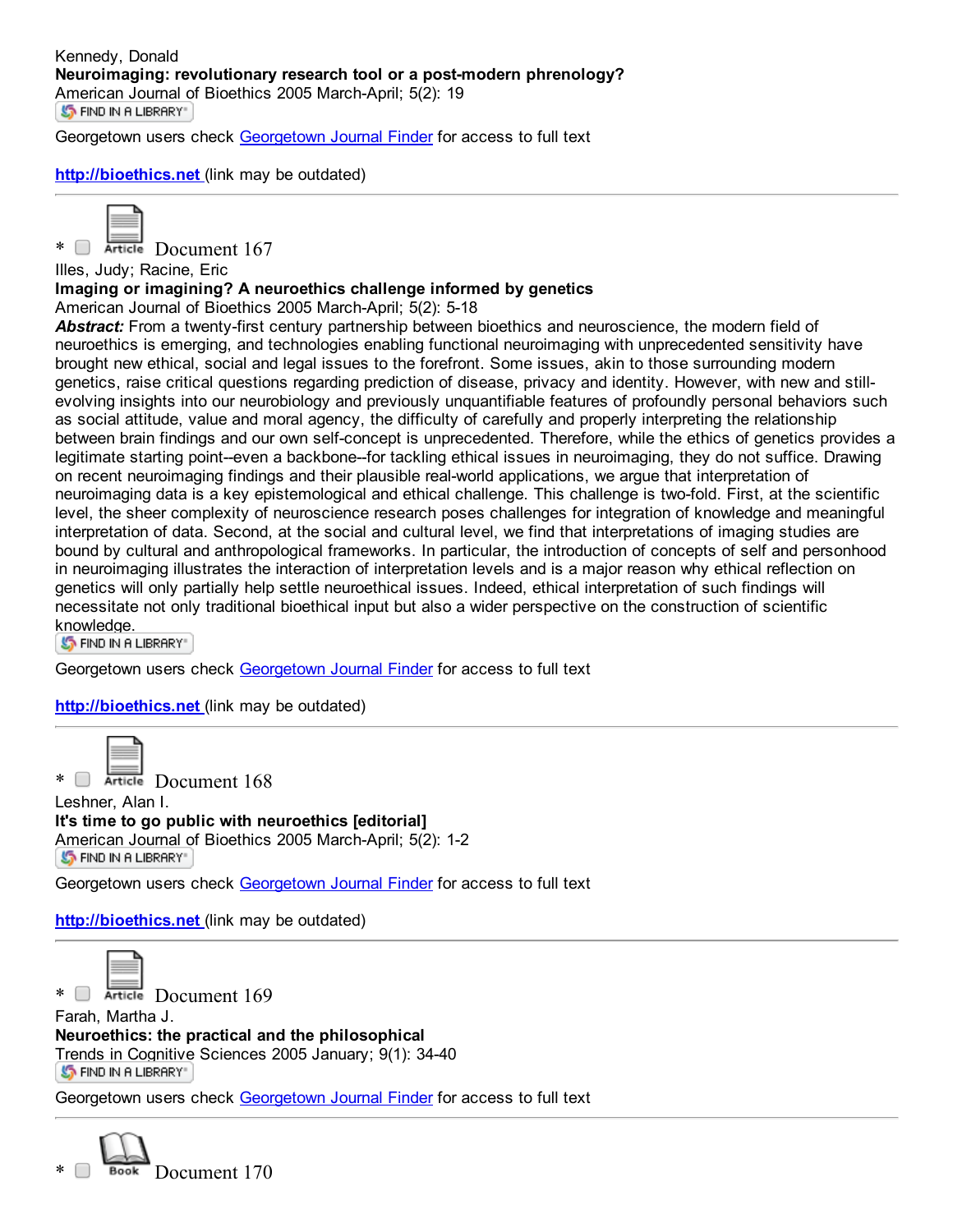Kennedy, Donald
**Neuroimaging: revolutionary research tool or a post-modern phrenology?**
American Journal of Bioethics 2005 March-April; 5(2): 19
FIND IN A LIBRARY

Georgetown users check Georgetown Journal Finder for access to full text

**http://bioethics.net** (link may be outdated)

---

* Article Document 167

Illes, Judy; Racine, Eric
**Imaging or imagining? A neuroethics challenge informed by genetics**
American Journal of Bioethics 2005 March-April; 5(2): 5-18
***Abstract:*** From a twenty-first century partnership between bioethics and neuroscience, the modern field of neuroethics is emerging, and technologies enabling functional neuroimaging with unprecedented sensitivity have brought new ethical, social and legal issues to the forefront. Some issues, akin to those surrounding modern genetics, raise critical questions regarding prediction of disease, privacy and identity. However, with new and still-evolving insights into our neurobiology and previously unquantifiable features of profoundly personal behaviors such as social attitude, value and moral agency, the difficulty of carefully and properly interpreting the relationship between brain findings and our own self-concept is unprecedented. Therefore, while the ethics of genetics provides a legitimate starting point--even a backbone--for tackling ethical issues in neuroimaging, they do not suffice. Drawing on recent neuroimaging findings and their plausible real-world applications, we argue that interpretation of neuroimaging data is a key epistemological and ethical challenge. This challenge is two-fold. First, at the scientific level, the sheer complexity of neuroscience research poses challenges for integration of knowledge and meaningful interpretation of data. Second, at the social and cultural level, we find that interpretations of imaging studies are bound by cultural and anthropological frameworks. In particular, the introduction of concepts of self and personhood in neuroimaging illustrates the interaction of interpretation levels and is a major reason why ethical reflection on genetics will only partially help settle neuroethical issues. Indeed, ethical interpretation of such findings will necessitate not only traditional bioethical input but also a wider perspective on the construction of scientific knowledge.
FIND IN A LIBRARY

Georgetown users check Georgetown Journal Finder for access to full text

**http://bioethics.net** (link may be outdated)

---

* Article Document 168

Leshner, Alan I.
**It's time to go public with neuroethics [editorial]**
American Journal of Bioethics 2005 March-April; 5(2): 1-2
FIND IN A LIBRARY

Georgetown users check Georgetown Journal Finder for access to full text

**http://bioethics.net** (link may be outdated)

---

* Article Document 169

Farah, Martha J.
**Neuroethics: the practical and the philosophical**
Trends in Cognitive Sciences 2005 January; 9(1): 34-40
FIND IN A LIBRARY

Georgetown users check Georgetown Journal Finder for access to full text

---

* Book Document 170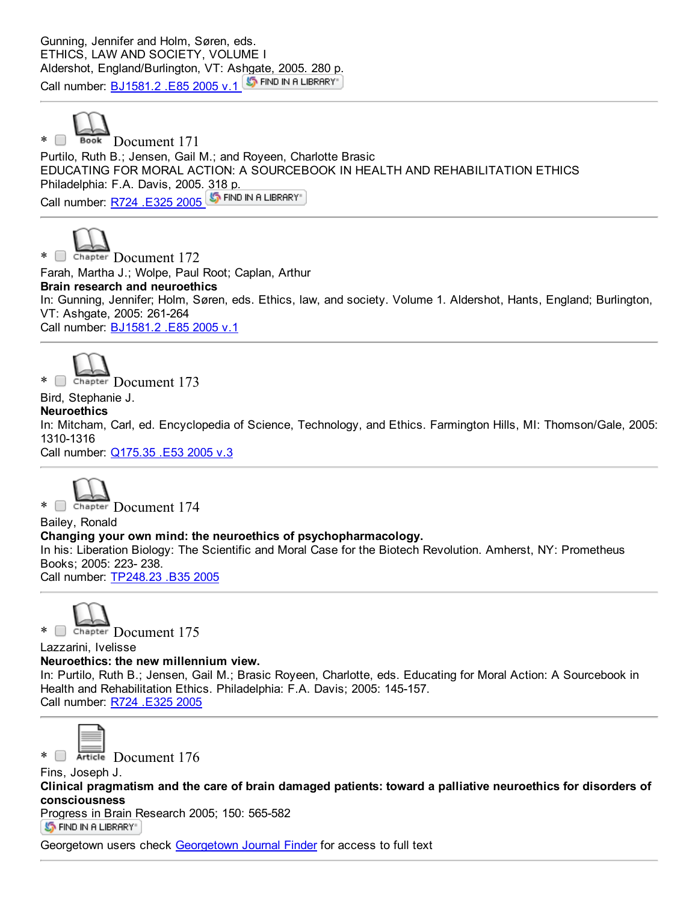Gunning, Jennifer and Holm, Søren, eds.
ETHICS, LAW AND SOCIETY, VOLUME I
Aldershot, England/Burlington, VT: Ashgate, 2005. 280 p.
Call number: BJ1581.2 .E85 2005 v.1 FIND IN A LIBRARY

---

* Book Document 171

Purtilo, Ruth B.; Jensen, Gail M.; and Royeen, Charlotte Brasic
EDUCATING FOR MORAL ACTION: A SOURCEBOOK IN HEALTH AND REHABILITATION ETHICS
Philadelphia: F.A. Davis, 2005. 318 p.
Call number: R724 .E325 2005 FIND IN A LIBRARY

---

* Chapter Document 172

Farah, Martha J.; Wolpe, Paul Root; Caplan, Arthur
**Brain research and neuroethics**
In: Gunning, Jennifer; Holm, Søren, eds. Ethics, law, and society. Volume 1. Aldershot, Hants, England; Burlington, VT: Ashgate, 2005: 261-264
Call number: BJ1581.2 .E85 2005 v.1

---

* Chapter Document 173

Bird, Stephanie J.
**Neuroethics**
In: Mitcham, Carl, ed. Encyclopedia of Science, Technology, and Ethics. Farmington Hills, MI: Thomson/Gale, 2005: 1310-1316
Call number: Q175.35 .E53 2005 v.3

---

* Chapter Document 174

Bailey, Ronald
**Changing your own mind: the neuroethics of psychopharmacology.**
In his: Liberation Biology: The Scientific and Moral Case for the Biotech Revolution. Amherst, NY: Prometheus Books; 2005: 223- 238.
Call number: TP248.23 .B35 2005

---

* Chapter Document 175

Lazzarini, Ivelisse
**Neuroethics: the new millennium view.**
In: Purtilo, Ruth B.; Jensen, Gail M.; Brasic Royeen, Charlotte, eds. Educating for Moral Action: A Sourcebook in Health and Rehabilitation Ethics. Philadelphia: F.A. Davis; 2005: 145-157.
Call number: R724 .E325 2005

---

* Article Document 176

Fins, Joseph J.
**Clinical pragmatism and the care of brain damaged patients: toward a palliative neuroethics for disorders of consciousness**
Progress in Brain Research 2005; 150: 565-582
FIND IN A LIBRARY
Georgetown users check Georgetown Journal Finder for access to full text

---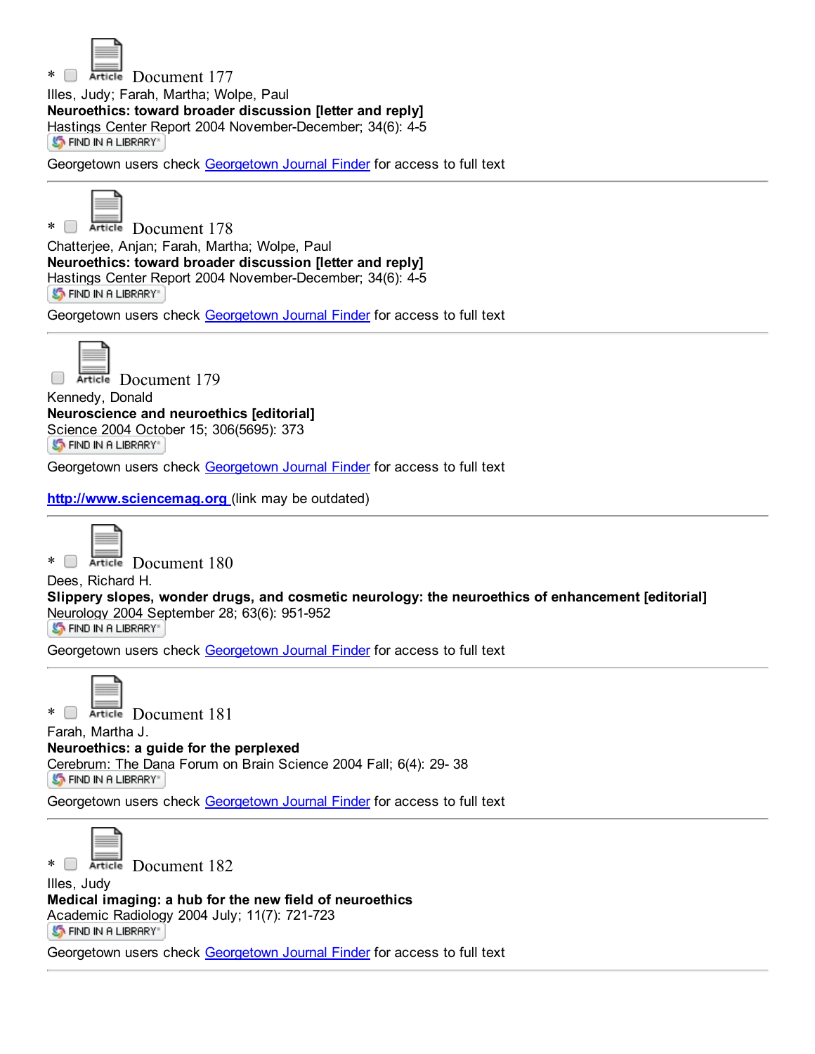* Article Document 177

Illes, Judy; Farah, Martha; Wolpe, Paul

**Neuroethics: toward broader discussion [letter and reply]**

Hastings Center Report 2004 November-December; 34(6): 4-5

FIND IN A LIBRARY

Georgetown users check Georgetown Journal Finder for access to full text

---

* Article Document 178

Chatterjee, Anjan; Farah, Martha; Wolpe, Paul

**Neuroethics: toward broader discussion [letter and reply]**

Hastings Center Report 2004 November-December; 34(6): 4-5

FIND IN A LIBRARY

Georgetown users check Georgetown Journal Finder for access to full text

---

Article Document 179

Kennedy, Donald

**Neuroscience and neuroethics [editorial]**

Science 2004 October 15; 306(5695): 373

FIND IN A LIBRARY

Georgetown users check Georgetown Journal Finder for access to full text

**http://www.sciencemag.org** (link may be outdated)

---

* Article Document 180

Dees, Richard H.

**Slippery slopes, wonder drugs, and cosmetic neurology: the neuroethics of enhancement [editorial]**

Neurology 2004 September 28; 63(6): 951-952

FIND IN A LIBRARY

Georgetown users check Georgetown Journal Finder for access to full text

---

* Article Document 181

Farah, Martha J.

**Neuroethics: a guide for the perplexed**

Cerebrum: The Dana Forum on Brain Science 2004 Fall; 6(4): 29- 38

FIND IN A LIBRARY

Georgetown users check Georgetown Journal Finder for access to full text

---

* Article Document 182

Illes, Judy

**Medical imaging: a hub for the new field of neuroethics**

Academic Radiology 2004 July; 11(7): 721-723

FIND IN A LIBRARY

Georgetown users check Georgetown Journal Finder for access to full text

---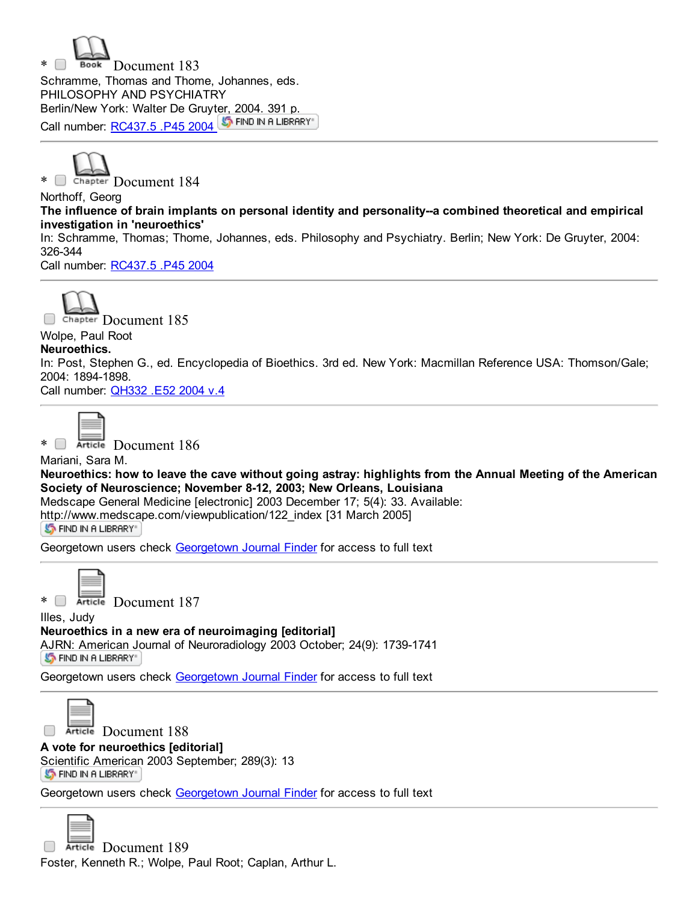* Book Document 183

Schramme, Thomas and Thome, Johannes, eds.
PHILOSOPHY AND PSYCHIATRY
Berlin/New York: Walter De Gruyter, 2004. 391 p.
Call number: RC437.5 .P45 2004 FIND IN A LIBRARY

---

* Chapter Document 184

Northoff, Georg
**The influence of brain implants on personal identity and personality--a combined theoretical and empirical investigation in 'neuroethics'**
In: Schramme, Thomas; Thome, Johannes, eds. Philosophy and Psychiatry. Berlin; New York: De Gruyter, 2004: 326-344
Call number: RC437.5 .P45 2004

---

Chapter Document 185

Wolpe, Paul Root
**Neuroethics.**
In: Post, Stephen G., ed. Encyclopedia of Bioethics. 3rd ed. New York: Macmillan Reference USA: Thomson/Gale; 2004: 1894-1898.
Call number: QH332 .E52 2004 v.4

---

* Article Document 186

Mariani, Sara M.
**Neuroethics: how to leave the cave without going astray: highlights from the Annual Meeting of the American Society of Neuroscience; November 8-12, 2003; New Orleans, Louisiana**
Medscape General Medicine [electronic] 2003 December 17; 5(4): 33. Available: http://www.medscape.com/viewpublication/122_index [31 March 2005]
FIND IN A LIBRARY
Georgetown users check Georgetown Journal Finder for access to full text

---

* Article Document 187

Illes, Judy
**Neuroethics in a new era of neuroimaging [editorial]**
AJRN: American Journal of Neuroradiology 2003 October; 24(9): 1739-1741
FIND IN A LIBRARY
Georgetown users check Georgetown Journal Finder for access to full text

---

Article Document 188

**A vote for neuroethics [editorial]**
Scientific American 2003 September; 289(3): 13
FIND IN A LIBRARY
Georgetown users check Georgetown Journal Finder for access to full text

---

Article Document 189

Foster, Kenneth R.; Wolpe, Paul Root; Caplan, Arthur L.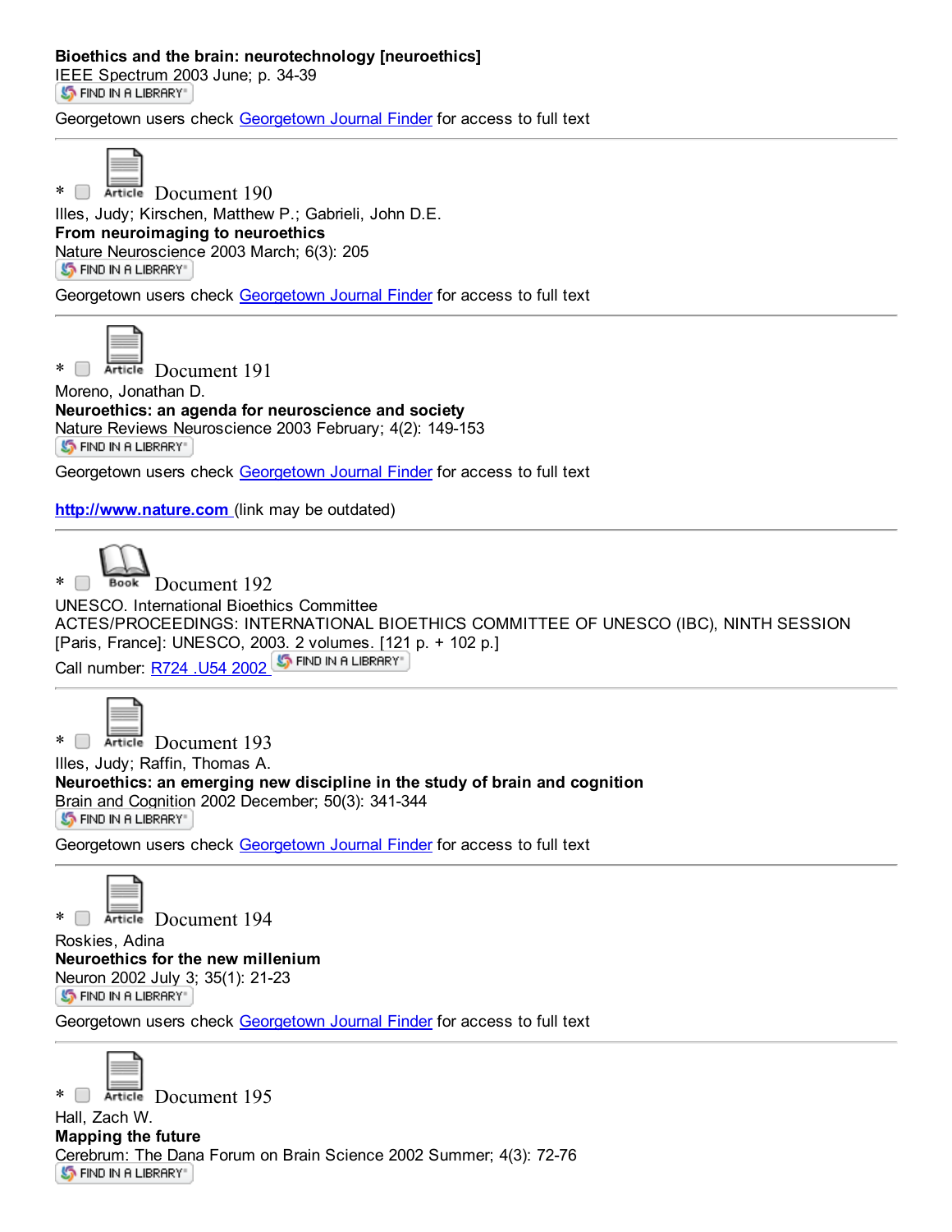**Bioethics and the brain: neurotechnology [neuroethics]**
IEEE Spectrum 2003 June; p. 34-39
FIND IN A LIBRARY

Georgetown users check Georgetown Journal Finder for access to full text

---

* Article Document 190
Illes, Judy; Kirschen, Matthew P.; Gabrieli, John D.E.
**From neuroimaging to neuroethics**
Nature Neuroscience 2003 March; 6(3): 205
FIND IN A LIBRARY

Georgetown users check Georgetown Journal Finder for access to full text

---

* Article Document 191
Moreno, Jonathan D.
**Neuroethics: an agenda for neuroscience and society**
Nature Reviews Neuroscience 2003 February; 4(2): 149-153
FIND IN A LIBRARY

Georgetown users check Georgetown Journal Finder for access to full text

**http://www.nature.com** (link may be outdated)

---

* Book Document 192
UNESCO. International Bioethics Committee
ACTES/PROCEEDINGS: INTERNATIONAL BIOETHICS COMMITTEE OF UNESCO (IBC), NINTH SESSION
[Paris, France]: UNESCO, 2003. 2 volumes. [121 p. + 102 p.]
Call number: R724 .U54 2002 FIND IN A LIBRARY

---

* Article Document 193
Illes, Judy; Raffin, Thomas A.
**Neuroethics: an emerging new discipline in the study of brain and cognition**
Brain and Cognition 2002 December; 50(3): 341-344
FIND IN A LIBRARY

Georgetown users check Georgetown Journal Finder for access to full text

---

* Article Document 194
Roskies, Adina
**Neuroethics for the new millenium**
Neuron 2002 July 3; 35(1): 21-23
FIND IN A LIBRARY

Georgetown users check Georgetown Journal Finder for access to full text

---

* Article Document 195
Hall, Zach W.
**Mapping the future**
Cerebrum: The Dana Forum on Brain Science 2002 Summer; 4(3): 72-76
FIND IN A LIBRARY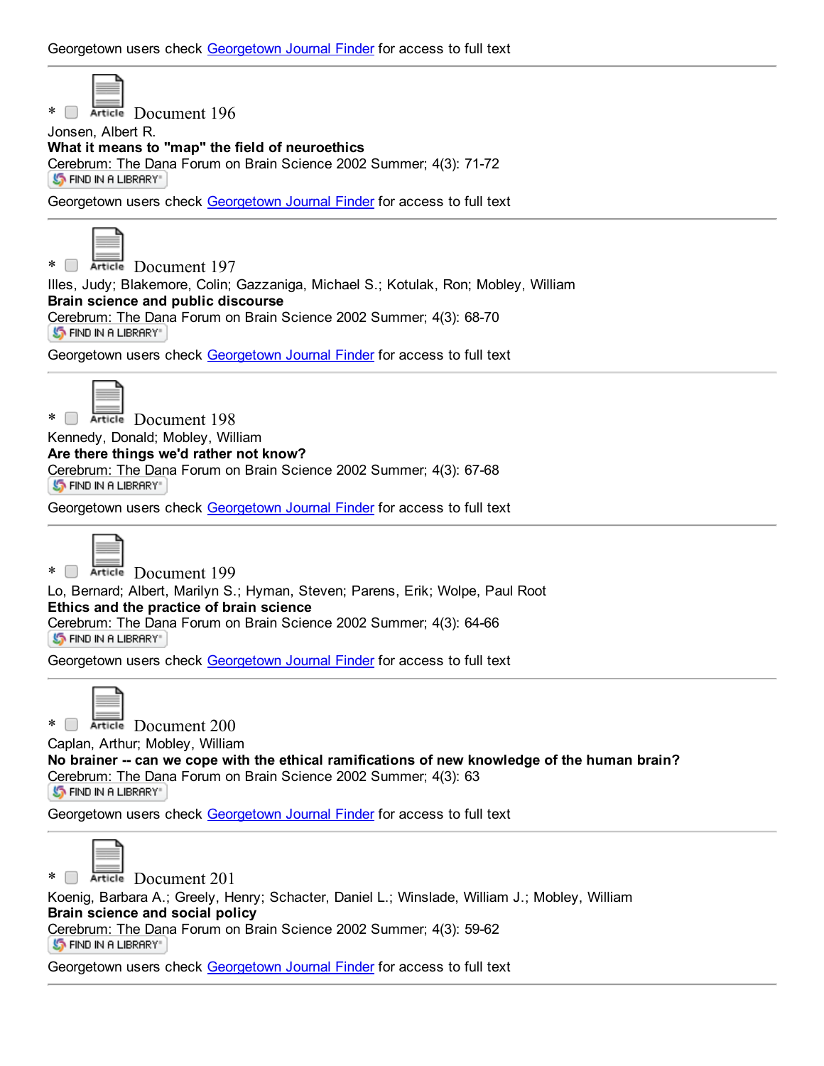Georgetown users check Georgetown Journal Finder for access to full text

---

* Article Document 196

Jonsen, Albert R.

**What it means to "map" the field of neuroethics**

Cerebrum: The Dana Forum on Brain Science 2002 Summer; 4(3): 71-72

FIND IN A LIBRARY

Georgetown users check Georgetown Journal Finder for access to full text

---

* Article Document 197

Illes, Judy; Blakemore, Colin; Gazzaniga, Michael S.; Kotulak, Ron; Mobley, William

**Brain science and public discourse**

Cerebrum: The Dana Forum on Brain Science 2002 Summer; 4(3): 68-70

FIND IN A LIBRARY

Georgetown users check Georgetown Journal Finder for access to full text

---

* Article Document 198

Kennedy, Donald; Mobley, William

**Are there things we'd rather not know?**

Cerebrum: The Dana Forum on Brain Science 2002 Summer; 4(3): 67-68

FIND IN A LIBRARY

Georgetown users check Georgetown Journal Finder for access to full text

---

* Article Document 199

Lo, Bernard; Albert, Marilyn S.; Hyman, Steven; Parens, Erik; Wolpe, Paul Root

**Ethics and the practice of brain science**

Cerebrum: The Dana Forum on Brain Science 2002 Summer; 4(3): 64-66

FIND IN A LIBRARY

Georgetown users check Georgetown Journal Finder for access to full text

---

* Article Document 200

Caplan, Arthur; Mobley, William

**No brainer -- can we cope with the ethical ramifications of new knowledge of the human brain?**

Cerebrum: The Dana Forum on Brain Science 2002 Summer; 4(3): 63

FIND IN A LIBRARY

Georgetown users check Georgetown Journal Finder for access to full text

---

* Article Document 201

Koenig, Barbara A.; Greely, Henry; Schacter, Daniel L.; Winslade, William J.; Mobley, William

**Brain science and social policy**

Cerebrum: The Dana Forum on Brain Science 2002 Summer; 4(3): 59-62

FIND IN A LIBRARY

Georgetown users check Georgetown Journal Finder for access to full text

---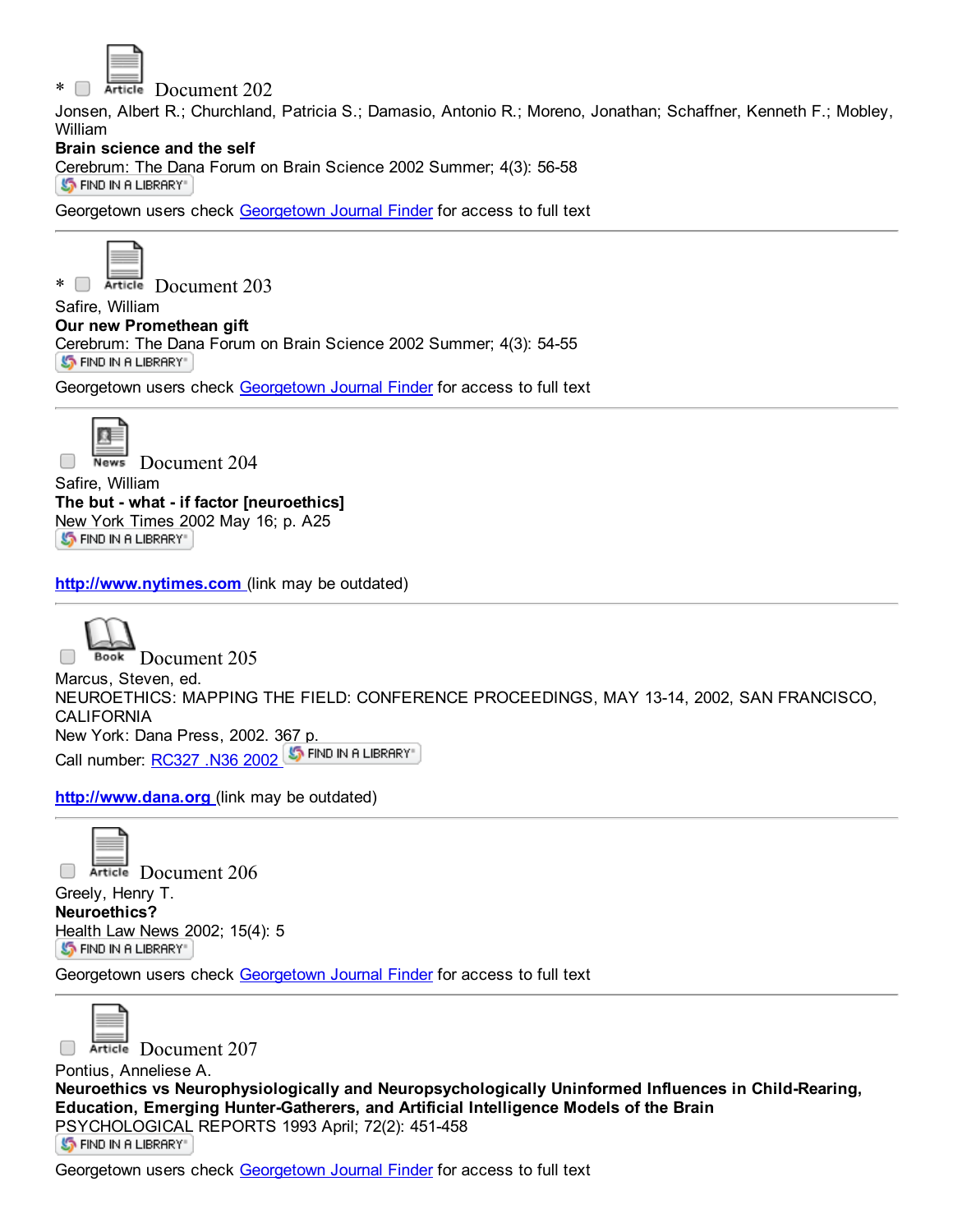\* Article Document 202

Jonsen, Albert R.; Churchland, Patricia S.; Damasio, Antonio R.; Moreno, Jonathan; Schaffner, Kenneth F.; Mobley, William

**Brain science and the self**

Cerebrum: The Dana Forum on Brain Science 2002 Summer; 4(3): 56-58

FIND IN A LIBRARY

Georgetown users check Georgetown Journal Finder for access to full text

---

\* Article Document 203

Safire, William

**Our new Promethean gift**

Cerebrum: The Dana Forum on Brain Science 2002 Summer; 4(3): 54-55

FIND IN A LIBRARY

Georgetown users check Georgetown Journal Finder for access to full text

---

News Document 204

Safire, William

**The but - what - if factor [neuroethics]**

New York Times 2002 May 16; p. A25

FIND IN A LIBRARY

**http://www.nytimes.com** (link may be outdated)

---

Book Document 205

Marcus, Steven, ed.

NEUROETHICS: MAPPING THE FIELD: CONFERENCE PROCEEDINGS, MAY 13-14, 2002, SAN FRANCISCO, CALIFORNIA

New York: Dana Press, 2002. 367 p.

Call number: RC327 .N36 2002 FIND IN A LIBRARY

**http://www.dana.org** (link may be outdated)

---

Article Document 206

Greely, Henry T.

**Neuroethics?**

Health Law News 2002; 15(4): 5

FIND IN A LIBRARY

Georgetown users check Georgetown Journal Finder for access to full text

---

Article Document 207

Pontius, Anneliese A.

**Neuroethics vs Neurophysiologically and Neuropsychologically Uninformed Influences in Child-Rearing, Education, Emerging Hunter-Gatherers, and Artificial Intelligence Models of the Brain**

PSYCHOLOGICAL REPORTS 1993 April; 72(2): 451-458

FIND IN A LIBRARY

Georgetown users check Georgetown Journal Finder for access to full text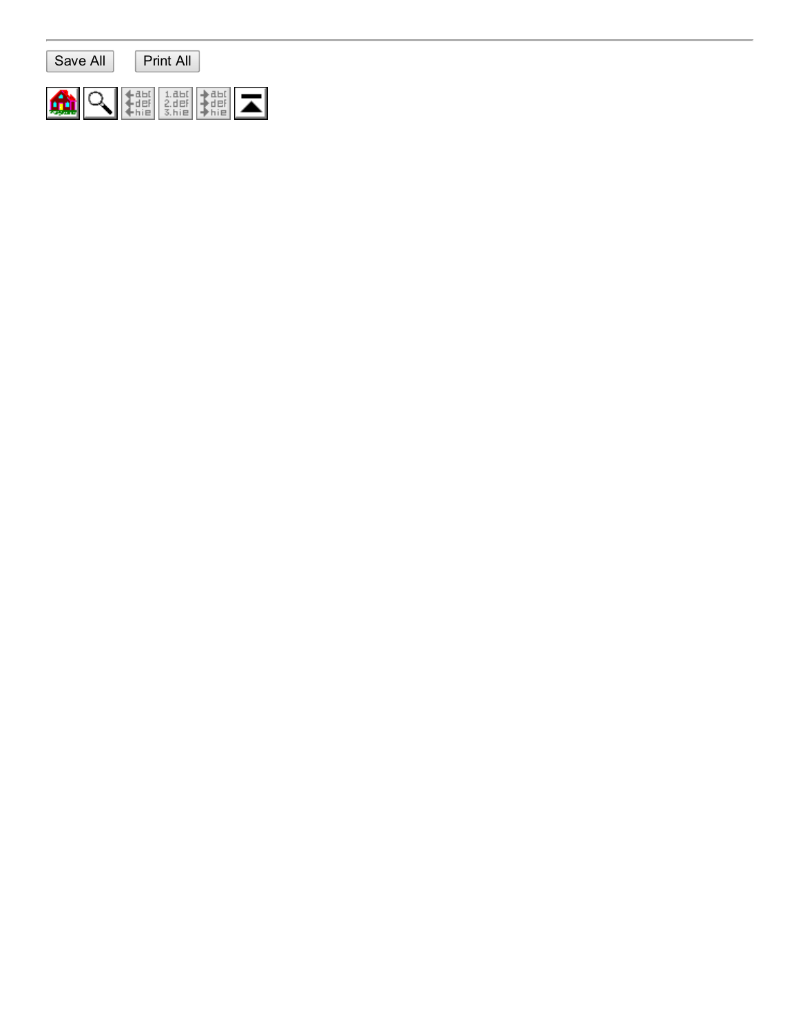Save All

Print All